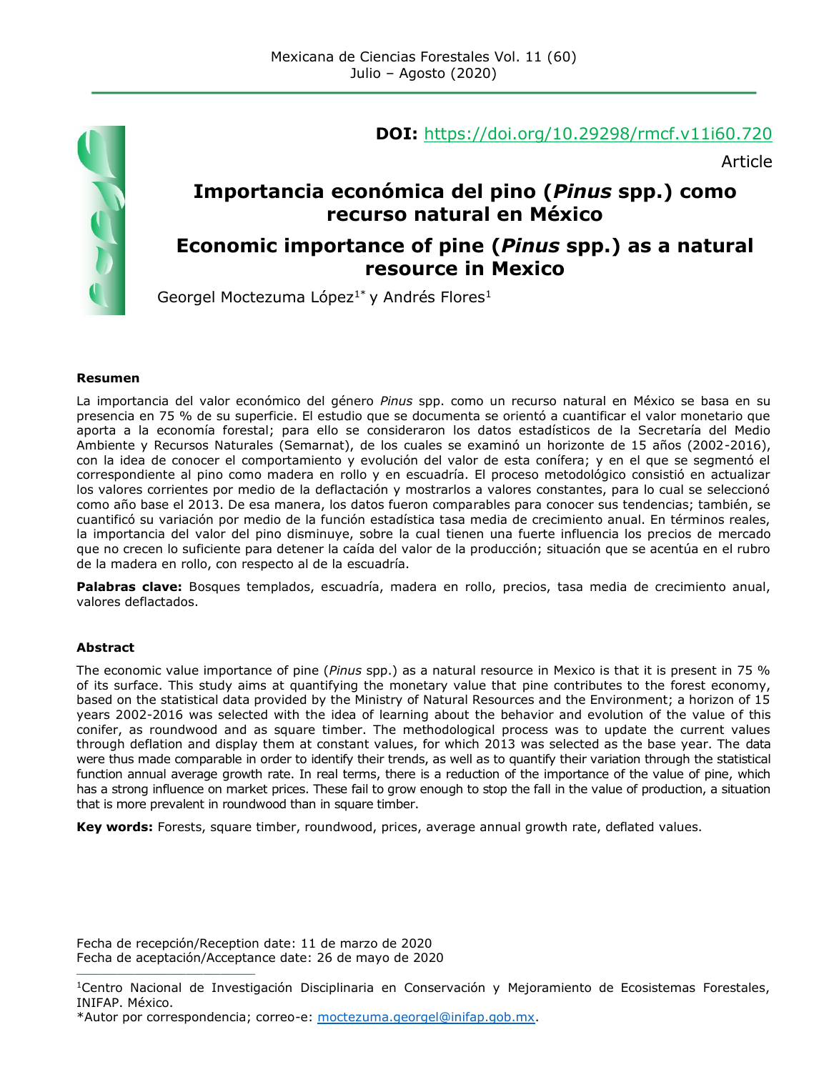**DOI:** https://doi.org/10.29298/rmcf.v11i60.720

Article

# Importancia económica del pino (*Pinus* spp.) como recurso natural en México

# Economic importance of pine (*Pinus* spp.) as a natural resource in Mexico

Georgel Moctezuma López[1*] y Andrés Flores[1]

**Resumen**

La importancia del valor económico del género *Pinus* spp. como un recurso natural en México se basa en su presencia en 75 % de su superficie. El estudio que se documenta se orientó a cuantificar el valor monetario que aporta a la economía forestal; para ello se consideraron los datos estadísticos de la Secretaría del Medio Ambiente y Recursos Naturales (Semarnat), de los cuales se examinó un horizonte de 15 años (2002-2016), con la idea de conocer el comportamiento y evolución del valor de esta conífera; y en el que se segmentó el correspondiente al pino como madera en rollo y en escuadría. El proceso metodológico consistió en actualizar los valores corrientes por medio de la deflactación y mostrarlos a valores constantes, para lo cual se seleccionó como año base el 2013. De esa manera, los datos fueron comparables para conocer sus tendencias; también, se cuantificó su variación por medio de la función estadística tasa media de crecimiento anual. En términos reales, la importancia del valor del pino disminuye, sobre la cual tienen una fuerte influencia los precios de mercado que no crecen lo suficiente para detener la caída del valor de la producción; situación que se acentúa en el rubro de la madera en rollo, con respecto al de la escuadría.

**Palabras clave:** Bosques templados, escuadría, madera en rollo, precios, tasa media de crecimiento anual, valores deflactados.

**Abstract**

The economic value importance of pine (*Pinus* spp.) as a natural resource in Mexico is that it is present in 75 % of its surface. This study aims at quantifying the monetary value that pine contributes to the forest economy, based on the statistical data provided by the Ministry of Natural Resources and the Environment; a horizon of 15 years 2002-2016 was selected with the idea of learning about the behavior and evolution of the value of this conifer, as roundwood and as square timber. The methodological process was to update the current values through deflation and display them at constant values, for which 2013 was selected as the base year. The data were thus made comparable in order to identify their trends, as well as to quantify their variation through the statistical function annual average growth rate. In real terms, there is a reduction of the importance of the value of pine, which has a strong influence on market prices. These fail to grow enough to stop the fall in the value of production, a situation that is more prevalent in roundwood than in square timber.

**Key words:** Forests, square timber, roundwood, prices, average annual growth rate, deflated values.

Fecha de recepción/Reception date: 11 de marzo de 2020
Fecha de aceptación/Acceptance date: 26 de mayo de 2020

---

[1]Centro Nacional de Investigación Disciplinaria en Conservación y Mejoramiento de Ecosistemas Forestales, INIFAP. México.
*Autor por correspondencia; correo-e: moctezuma.georgel@inifap.gob.mx.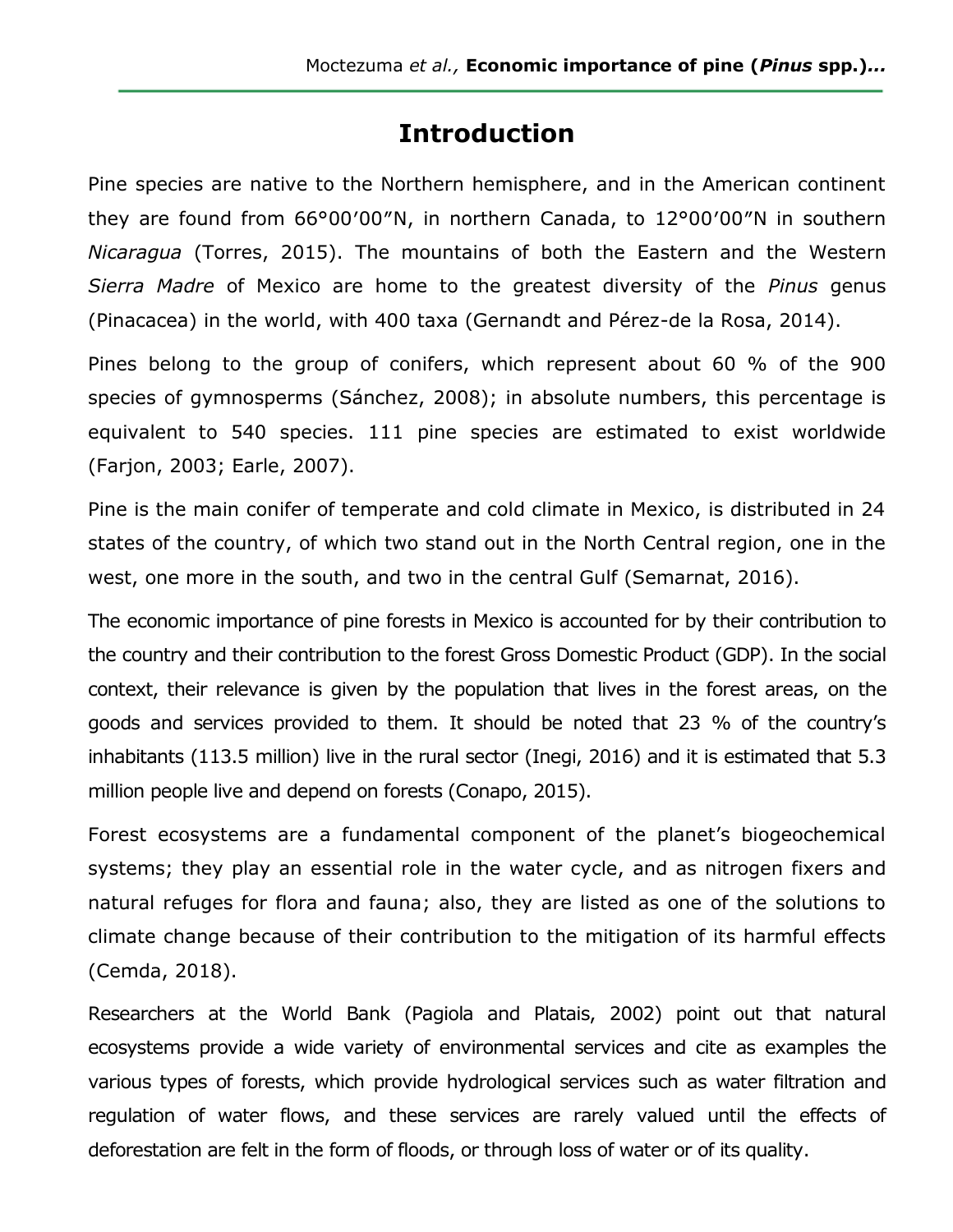# Introduction

Pine species are native to the Northern hemisphere, and in the American continent they are found from 66°00’00”N, in northern Canada, to 12°00’00”N in southern *Nicaragua* (Torres, 2015). The mountains of both the Eastern and the Western *Sierra Madre* of Mexico are home to the greatest diversity of the *Pinus* genus (Pinacacea) in the world, with 400 taxa (Gernandt and Pérez-de la Rosa, 2014).

Pines belong to the group of conifers, which represent about 60 % of the 900 species of gymnosperms (Sánchez, 2008); in absolute numbers, this percentage is equivalent to 540 species. 111 pine species are estimated to exist worldwide (Farjon, 2003; Earle, 2007).

Pine is the main conifer of temperate and cold climate in Mexico, is distributed in 24 states of the country, of which two stand out in the North Central region, one in the west, one more in the south, and two in the central Gulf (Semarnat, 2016).

The economic importance of pine forests in Mexico is accounted for by their contribution to the country and their contribution to the forest Gross Domestic Product (GDP). In the social context, their relevance is given by the population that lives in the forest areas, on the goods and services provided to them. It should be noted that 23 % of the country’s inhabitants (113.5 million) live in the rural sector (Inegi, 2016) and it is estimated that 5.3 million people live and depend on forests (Conapo, 2015).

Forest ecosystems are a fundamental component of the planet’s biogeochemical systems; they play an essential role in the water cycle, and as nitrogen fixers and natural refuges for flora and fauna; also, they are listed as one of the solutions to climate change because of their contribution to the mitigation of its harmful effects (Cemda, 2018).

Researchers at the World Bank (Pagiola and Platais, 2002) point out that natural ecosystems provide a wide variety of environmental services and cite as examples the various types of forests, which provide hydrological services such as water filtration and regulation of water flows, and these services are rarely valued until the effects of deforestation are felt in the form of floods, or through loss of water or of its quality.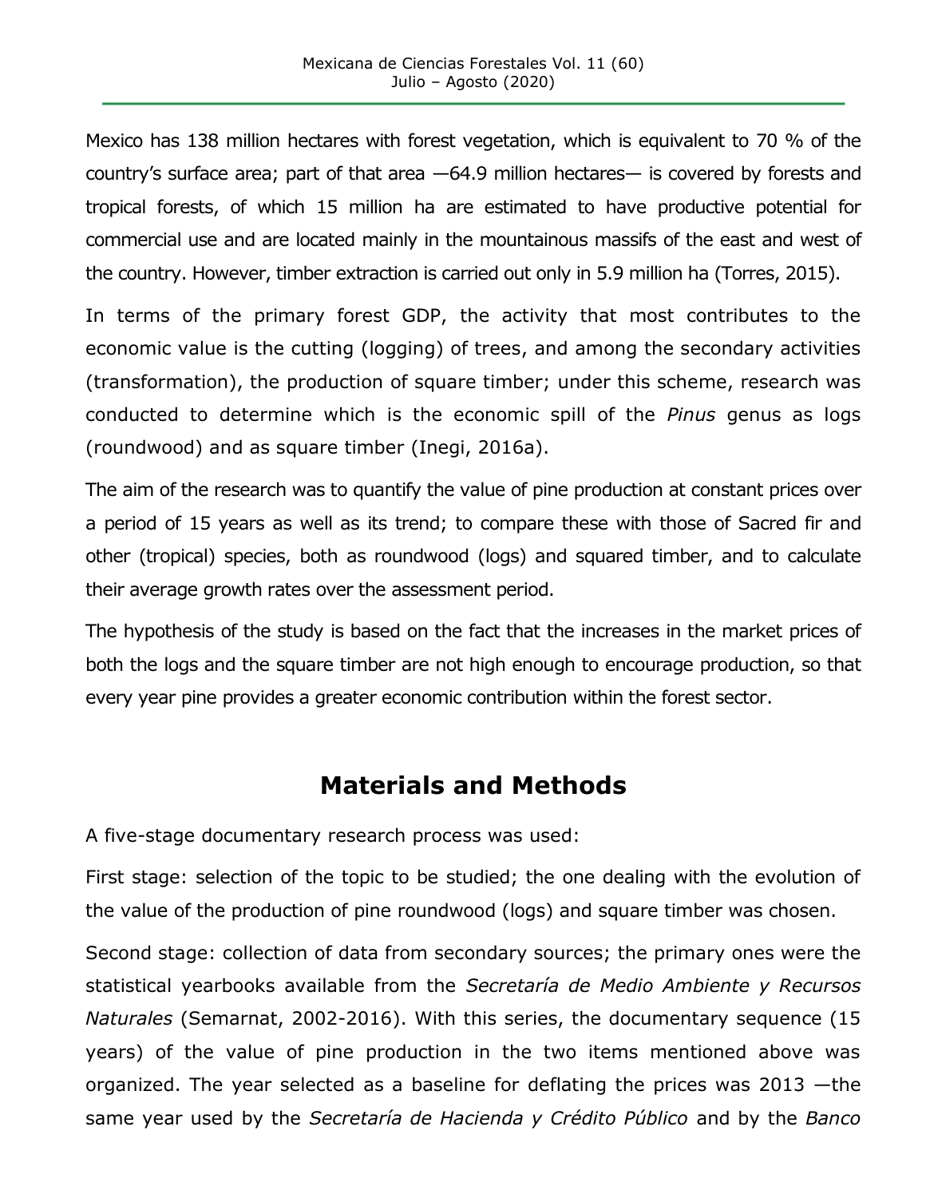Mexico has 138 million hectares with forest vegetation, which is equivalent to 70 % of the country's surface area; part of that area —64.9 million hectares— is covered by forests and tropical forests, of which 15 million ha are estimated to have productive potential for commercial use and are located mainly in the mountainous massifs of the east and west of the country. However, timber extraction is carried out only in 5.9 million ha (Torres, 2015).

In terms of the primary forest GDP, the activity that most contributes to the economic value is the cutting (logging) of trees, and among the secondary activities (transformation), the production of square timber; under this scheme, research was conducted to determine which is the economic spill of the *Pinus* genus as logs (roundwood) and as square timber (Inegi, 2016a).

The aim of the research was to quantify the value of pine production at constant prices over a period of 15 years as well as its trend; to compare these with those of Sacred fir and other (tropical) species, both as roundwood (logs) and squared timber, and to calculate their average growth rates over the assessment period.

The hypothesis of the study is based on the fact that the increases in the market prices of both the logs and the square timber are not high enough to encourage production, so that every year pine provides a greater economic contribution within the forest sector.

## Materials and Methods

A five-stage documentary research process was used:

First stage: selection of the topic to be studied; the one dealing with the evolution of the value of the production of pine roundwood (logs) and square timber was chosen.

Second stage: collection of data from secondary sources; the primary ones were the statistical yearbooks available from the *Secretaría de Medio Ambiente y Recursos Naturales* (Semarnat, 2002-2016). With this series, the documentary sequence (15 years) of the value of pine production in the two items mentioned above was organized. The year selected as a baseline for deflating the prices was 2013 —the same year used by the *Secretaría de Hacienda y Crédito Público* and by the *Banco*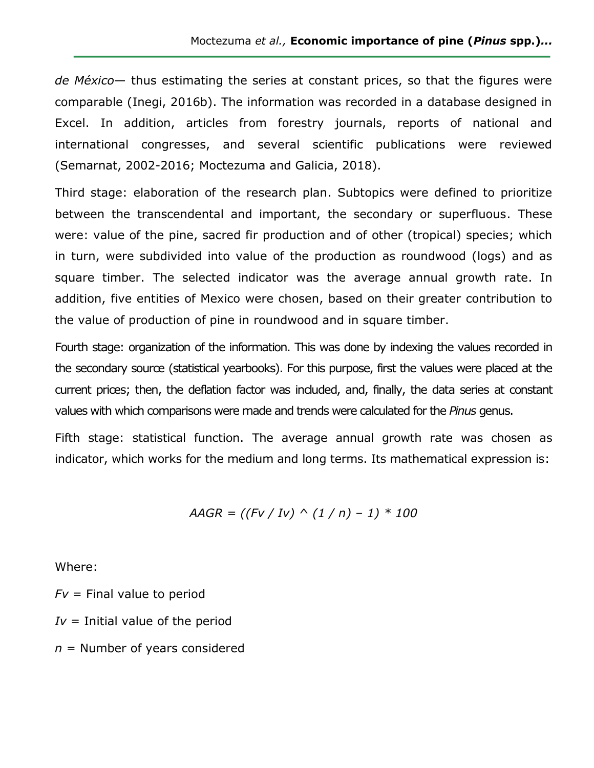*de México*— thus estimating the series at constant prices, so that the figures were comparable (Inegi, 2016b). The information was recorded in a database designed in Excel. In addition, articles from forestry journals, reports of national and international congresses, and several scientific publications were reviewed (Semarnat, 2002-2016; Moctezuma and Galicia, 2018).

Third stage: elaboration of the research plan. Subtopics were defined to prioritize between the transcendental and important, the secondary or superfluous. These were: value of the pine, sacred fir production and of other (tropical) species; which in turn, were subdivided into value of the production as roundwood (logs) and as square timber. The selected indicator was the average annual growth rate. In addition, five entities of Mexico were chosen, based on their greater contribution to the value of production of pine in roundwood and in square timber.

Fourth stage: organization of the information. This was done by indexing the values recorded in the secondary source (statistical yearbooks). For this purpose, first the values were placed at the current prices; then, the deflation factor was included, and, finally, the data series at constant values with which comparisons were made and trends were calculated for the *Pinus* genus.

Fifth stage: statistical function. The average annual growth rate was chosen as indicator, which works for the medium and long terms. Its mathematical expression is:

$$AAGR = \left(\left(Fv / Iv\right)^{(1/n)} - 1\right) * 100$$

Where:

$Fv$ = Final value to period

$Iv$ = Initial value of the period

$n$ = Number of years considered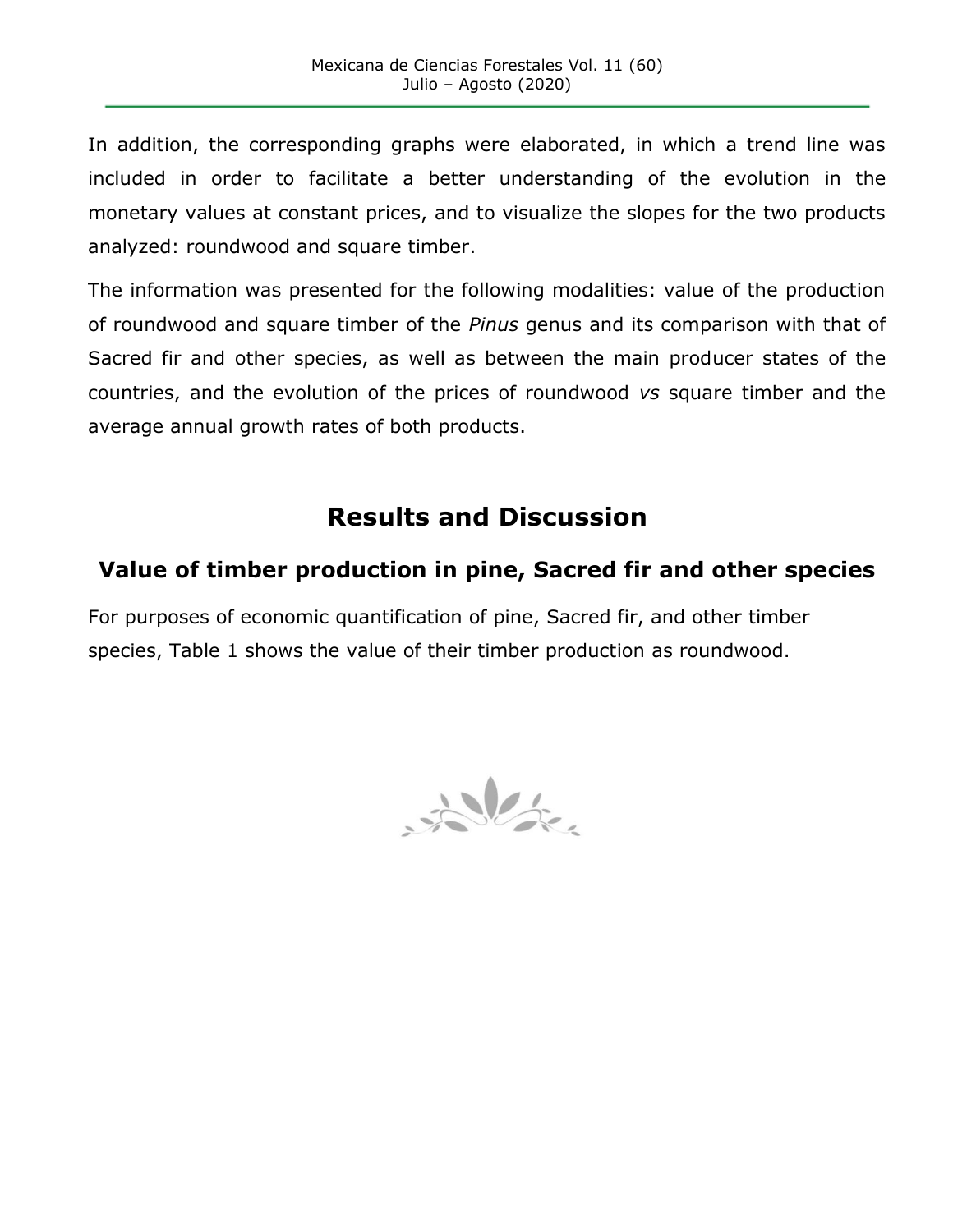In addition, the corresponding graphs were elaborated, in which a trend line was included in order to facilitate a better understanding of the evolution in the monetary values at constant prices, and to visualize the slopes for the two products analyzed: roundwood and square timber.

The information was presented for the following modalities: value of the production of roundwood and square timber of the *Pinus* genus and its comparison with that of Sacred fir and other species, as well as between the main producer states of the countries, and the evolution of the prices of roundwood *vs* square timber and the average annual growth rates of both products.

# Results and Discussion

## Value of timber production in pine, Sacred fir and other species

For purposes of economic quantification of pine, Sacred fir, and other timber species, Table 1 shows the value of their timber production as roundwood.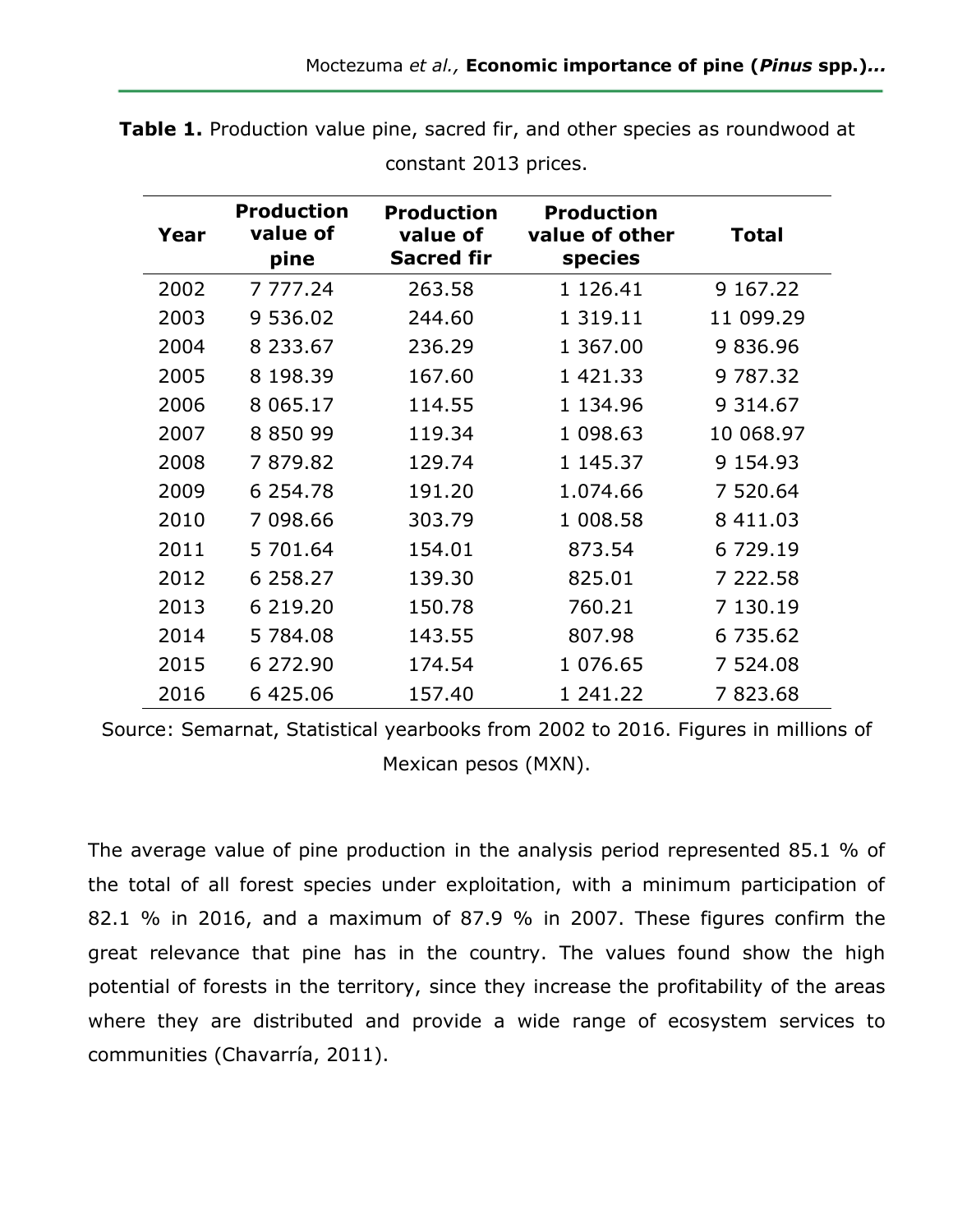**Table 1.** Production value pine, sacred fir, and other species as roundwood at constant 2013 prices.

| Year | Production value of pine | Production value of Sacred fir | Production value of other species | Total |
|---|---|---|---|---|
| 2002 | 7 777.24 | 263.58 | 1 126.41 | 9 167.22 |
| 2003 | 9 536.02 | 244.60 | 1 319.11 | 11 099.29 |
| 2004 | 8 233.67 | 236.29 | 1 367.00 | 9 836.96 |
| 2005 | 8 198.39 | 167.60 | 1 421.33 | 9 787.32 |
| 2006 | 8 065.17 | 114.55 | 1 134.96 | 9 314.67 |
| 2007 | 8 850 99 | 119.34 | 1 098.63 | 10 068.97 |
| 2008 | 7 879.82 | 129.74 | 1 145.37 | 9 154.93 |
| 2009 | 6 254.78 | 191.20 | 1.074.66 | 7 520.64 |
| 2010 | 7 098.66 | 303.79 | 1 008.58 | 8 411.03 |
| 2011 | 5 701.64 | 154.01 | 873.54 | 6 729.19 |
| 2012 | 6 258.27 | 139.30 | 825.01 | 7 222.58 |
| 2013 | 6 219.20 | 150.78 | 760.21 | 7 130.19 |
| 2014 | 5 784.08 | 143.55 | 807.98 | 6 735.62 |
| 2015 | 6 272.90 | 174.54 | 1 076.65 | 7 524.08 |
| 2016 | 6 425.06 | 157.40 | 1 241.22 | 7 823.68 |

Source: Semarnat, Statistical yearbooks from 2002 to 2016. Figures in millions of Mexican pesos (MXN).

The average value of pine production in the analysis period represented 85.1 % of the total of all forest species under exploitation, with a minimum participation of 82.1 % in 2016, and a maximum of 87.9 % in 2007. These figures confirm the great relevance that pine has in the country. The values found show the high potential of forests in the territory, since they increase the profitability of the areas where they are distributed and provide a wide range of ecosystem services to communities (Chavarría, 2011).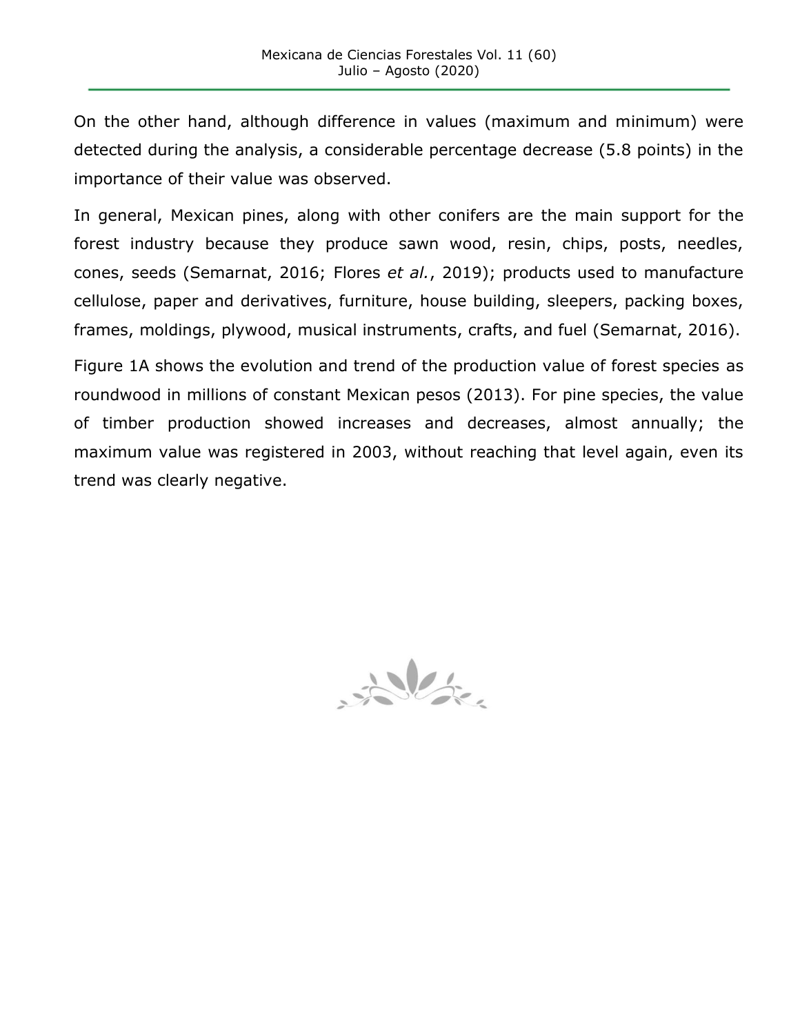On the other hand, although difference in values (maximum and minimum) were detected during the analysis, a considerable percentage decrease (5.8 points) in the importance of their value was observed.

In general, Mexican pines, along with other conifers are the main support for the forest industry because they produce sawn wood, resin, chips, posts, needles, cones, seeds (Semarnat, 2016; Flores *et al.*, 2019); products used to manufacture cellulose, paper and derivatives, furniture, house building, sleepers, packing boxes, frames, moldings, plywood, musical instruments, crafts, and fuel (Semarnat, 2016).

Figure 1A shows the evolution and trend of the production value of forest species as roundwood in millions of constant Mexican pesos (2013). For pine species, the value of timber production showed increases and decreases, almost annually; the maximum value was registered in 2003, without reaching that level again, even its trend was clearly negative.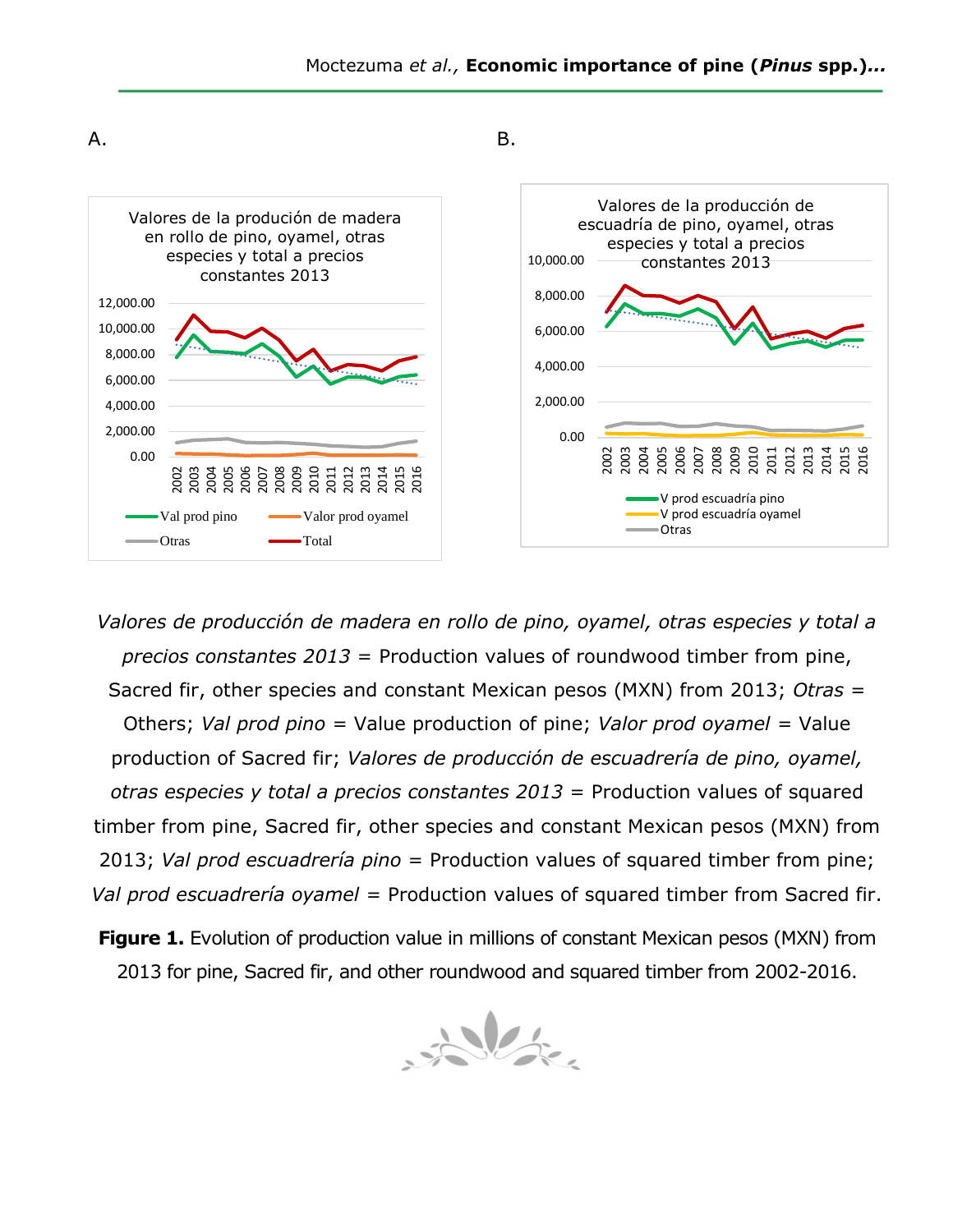A.

B.

*Valores de producción de madera en rollo de pino, oyamel, otras especies y total a precios constantes 2013* = Production values of roundwood timber from pine, Sacred fir, other species and constant Mexican pesos (MXN) from 2013; *Otras* = Others; *Val prod pino* = Value production of pine; *Valor prod oyamel* = Value production of Sacred fir; *Valores de producción de escuadrería de pino, oyamel, otras especies y total a precios constantes 2013* = Production values of squared timber from pine, Sacred fir, other species and constant Mexican pesos (MXN) from 2013; *Val prod escuadrería pino* = Production values of squared timber from pine; *Val prod escuadrería oyamel* = Production values of squared timber from Sacred fir.

**Figure 1.** Evolution of production value in millions of constant Mexican pesos (MXN) from 2013 for pine, Sacred fir, and other roundwood and squared timber from 2002-2016.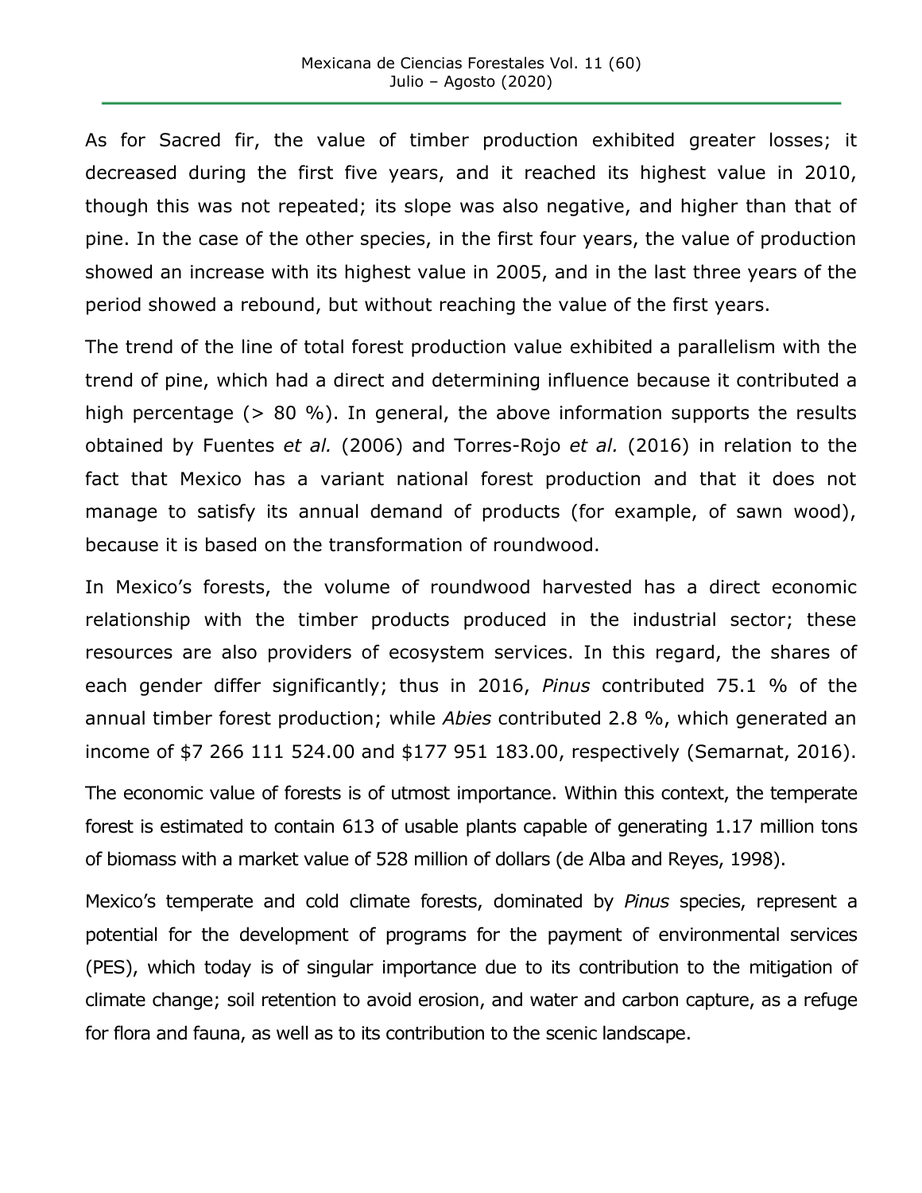As for Sacred fir, the value of timber production exhibited greater losses; it decreased during the first five years, and it reached its highest value in 2010, though this was not repeated; its slope was also negative, and higher than that of pine. In the case of the other species, in the first four years, the value of production showed an increase with its highest value in 2005, and in the last three years of the period showed a rebound, but without reaching the value of the first years.

The trend of the line of total forest production value exhibited a parallelism with the trend of pine, which had a direct and determining influence because it contributed a high percentage (> 80 %). In general, the above information supports the results obtained by Fuentes *et al.* (2006) and Torres-Rojo *et al.* (2016) in relation to the fact that Mexico has a variant national forest production and that it does not manage to satisfy its annual demand of products (for example, of sawn wood), because it is based on the transformation of roundwood.

In Mexico's forests, the volume of roundwood harvested has a direct economic relationship with the timber products produced in the industrial sector; these resources are also providers of ecosystem services. In this regard, the shares of each gender differ significantly; thus in 2016, *Pinus* contributed 75.1 % of the annual timber forest production; while *Abies* contributed 2.8 %, which generated an income of $7 266 111 524.00 and $177 951 183.00, respectively (Semarnat, 2016).

The economic value of forests is of utmost importance. Within this context, the temperate forest is estimated to contain 613 of usable plants capable of generating 1.17 million tons of biomass with a market value of 528 million of dollars (de Alba and Reyes, 1998).

Mexico's temperate and cold climate forests, dominated by *Pinus* species, represent a potential for the development of programs for the payment of environmental services (PES), which today is of singular importance due to its contribution to the mitigation of climate change; soil retention to avoid erosion, and water and carbon capture, as a refuge for flora and fauna, as well as to its contribution to the scenic landscape.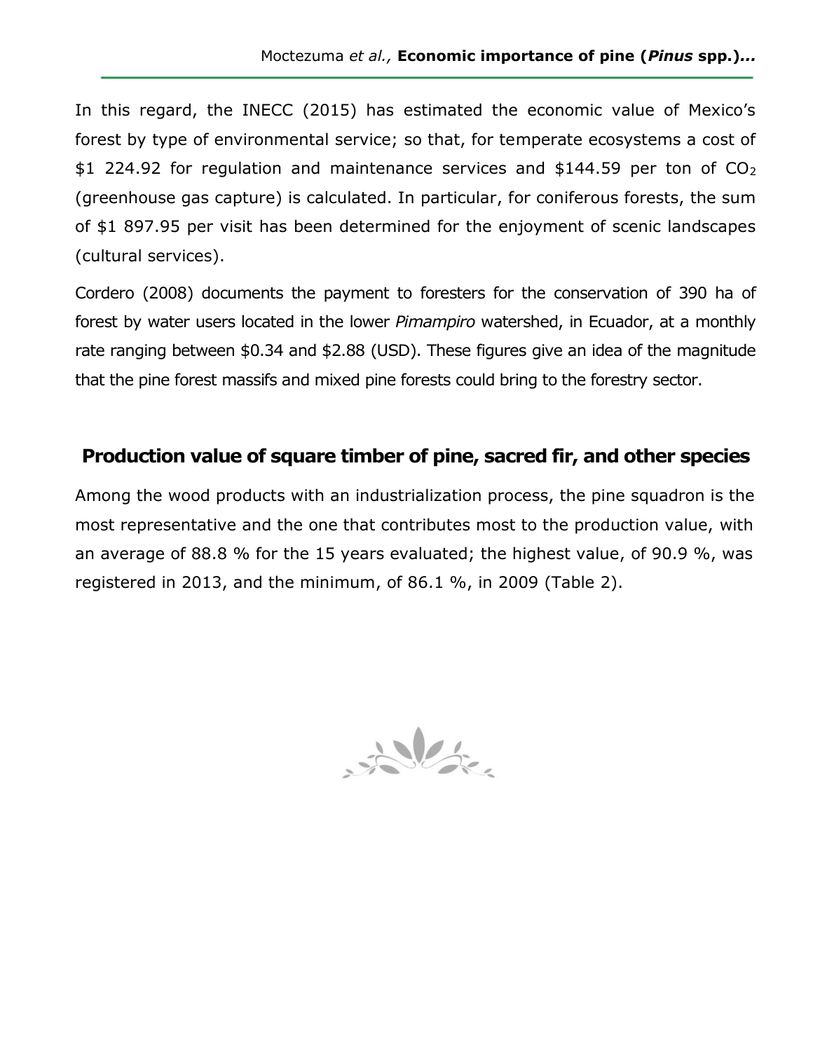In this regard, the INECC (2015) has estimated the economic value of Mexico's forest by type of environmental service; so that, for temperate ecosystems a cost of $1 224.92 for regulation and maintenance services and $144.59 per ton of $CO_2$ (greenhouse gas capture) is calculated. In particular, for coniferous forests, the sum of $1 897.95 per visit has been determined for the enjoyment of scenic landscapes (cultural services).

Cordero (2008) documents the payment to foresters for the conservation of 390 ha of forest by water users located in the lower *Pimampiro* watershed, in Ecuador, at a monthly rate ranging between $0.34 and $2.88 (USD). These figures give an idea of the magnitude that the pine forest massifs and mixed pine forests could bring to the forestry sector.

## Production value of square timber of pine, sacred fir, and other species

Among the wood products with an industrialization process, the pine squadron is the most representative and the one that contributes most to the production value, with an average of 88.8 % for the 15 years evaluated; the highest value, of 90.9 %, was registered in 2013, and the minimum, of 86.1 %, in 2009 (Table 2).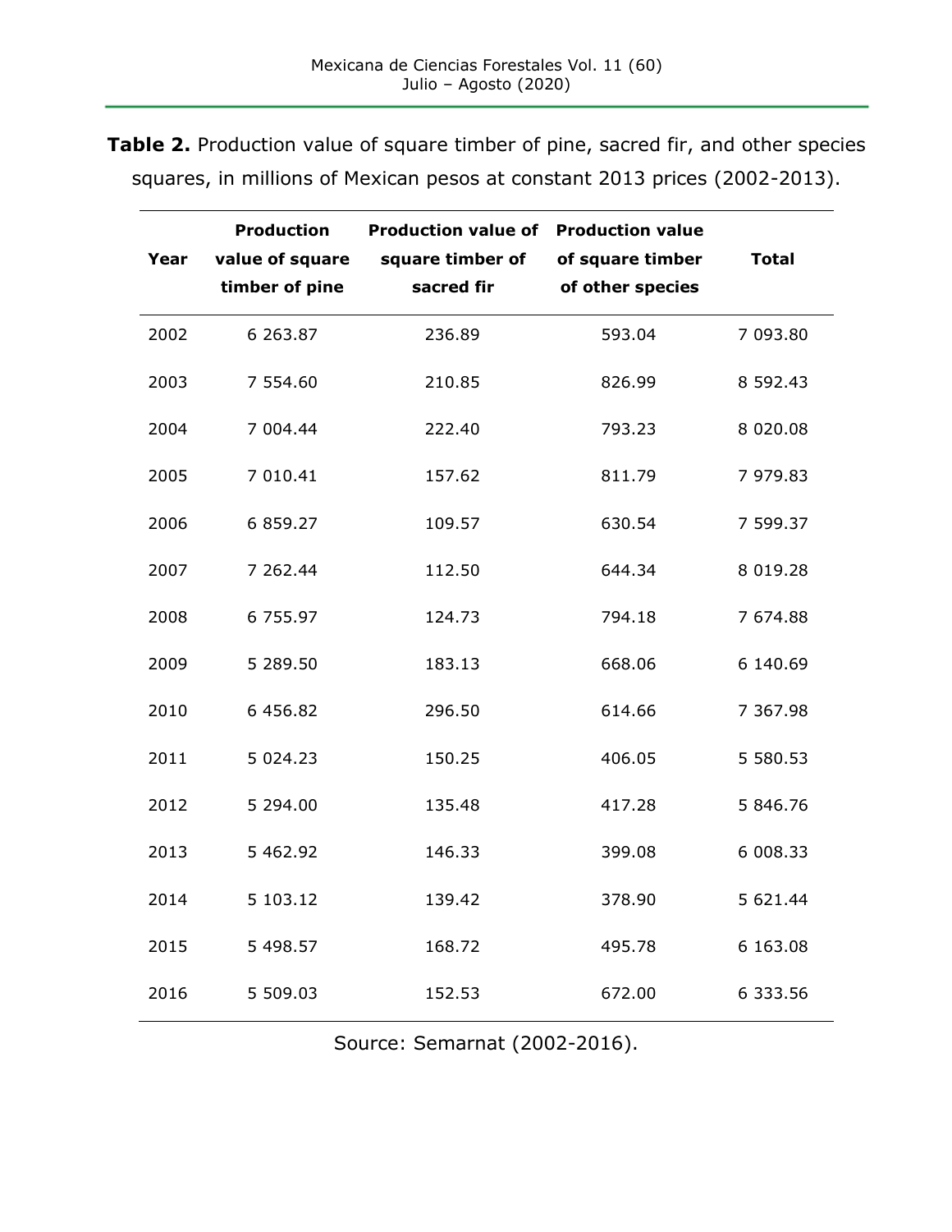**Table 2.** Production value of square timber of pine, sacred fir, and other species squares, in millions of Mexican pesos at constant 2013 prices (2002-2013).

| Year | Production value of square timber of pine | Production value of square timber of sacred fir | Production value of square timber of other species | Total |
|---|---|---|---|---|
| 2002 | 6 263.87 | 236.89 | 593.04 | 7 093.80 |
| 2003 | 7 554.60 | 210.85 | 826.99 | 8 592.43 |
| 2004 | 7 004.44 | 222.40 | 793.23 | 8 020.08 |
| 2005 | 7 010.41 | 157.62 | 811.79 | 7 979.83 |
| 2006 | 6 859.27 | 109.57 | 630.54 | 7 599.37 |
| 2007 | 7 262.44 | 112.50 | 644.34 | 8 019.28 |
| 2008 | 6 755.97 | 124.73 | 794.18 | 7 674.88 |
| 2009 | 5 289.50 | 183.13 | 668.06 | 6 140.69 |
| 2010 | 6 456.82 | 296.50 | 614.66 | 7 367.98 |
| 2011 | 5 024.23 | 150.25 | 406.05 | 5 580.53 |
| 2012 | 5 294.00 | 135.48 | 417.28 | 5 846.76 |
| 2013 | 5 462.92 | 146.33 | 399.08 | 6 008.33 |
| 2014 | 5 103.12 | 139.42 | 378.90 | 5 621.44 |
| 2015 | 5 498.57 | 168.72 | 495.78 | 6 163.08 |
| 2016 | 5 509.03 | 152.53 | 672.00 | 6 333.56 |

Source: Semarnat (2002-2016).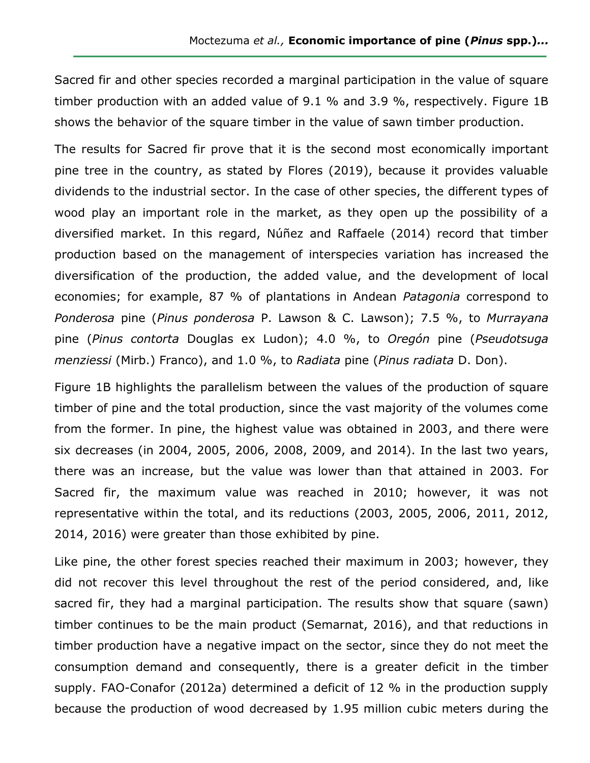Sacred fir and other species recorded a marginal participation in the value of square timber production with an added value of 9.1 % and 3.9 %, respectively. Figure 1B shows the behavior of the square timber in the value of sawn timber production.

The results for Sacred fir prove that it is the second most economically important pine tree in the country, as stated by Flores (2019), because it provides valuable dividends to the industrial sector. In the case of other species, the different types of wood play an important role in the market, as they open up the possibility of a diversified market. In this regard, Núñez and Raffaele (2014) record that timber production based on the management of interspecies variation has increased the diversification of the production, the added value, and the development of local economies; for example, 87 % of plantations in Andean *Patagonia* correspond to *Ponderosa* pine (*Pinus ponderosa* P. Lawson & C. Lawson); 7.5 %, to *Murrayana* pine (*Pinus contorta* Douglas ex Ludon); 4.0 %, to *Oregón* pine (*Pseudotsuga menziessi* (Mirb.) Franco), and 1.0 %, to *Radiata* pine (*Pinus radiata* D. Don).

Figure 1B highlights the parallelism between the values of the production of square timber of pine and the total production, since the vast majority of the volumes come from the former. In pine, the highest value was obtained in 2003, and there were six decreases (in 2004, 2005, 2006, 2008, 2009, and 2014). In the last two years, there was an increase, but the value was lower than that attained in 2003. For Sacred fir, the maximum value was reached in 2010; however, it was not representative within the total, and its reductions (2003, 2005, 2006, 2011, 2012, 2014, 2016) were greater than those exhibited by pine.

Like pine, the other forest species reached their maximum in 2003; however, they did not recover this level throughout the rest of the period considered, and, like sacred fir, they had a marginal participation. The results show that square (sawn) timber continues to be the main product (Semarnat, 2016), and that reductions in timber production have a negative impact on the sector, since they do not meet the consumption demand and consequently, there is a greater deficit in the timber supply. FAO-Conafor (2012a) determined a deficit of 12 % in the production supply because the production of wood decreased by 1.95 million cubic meters during the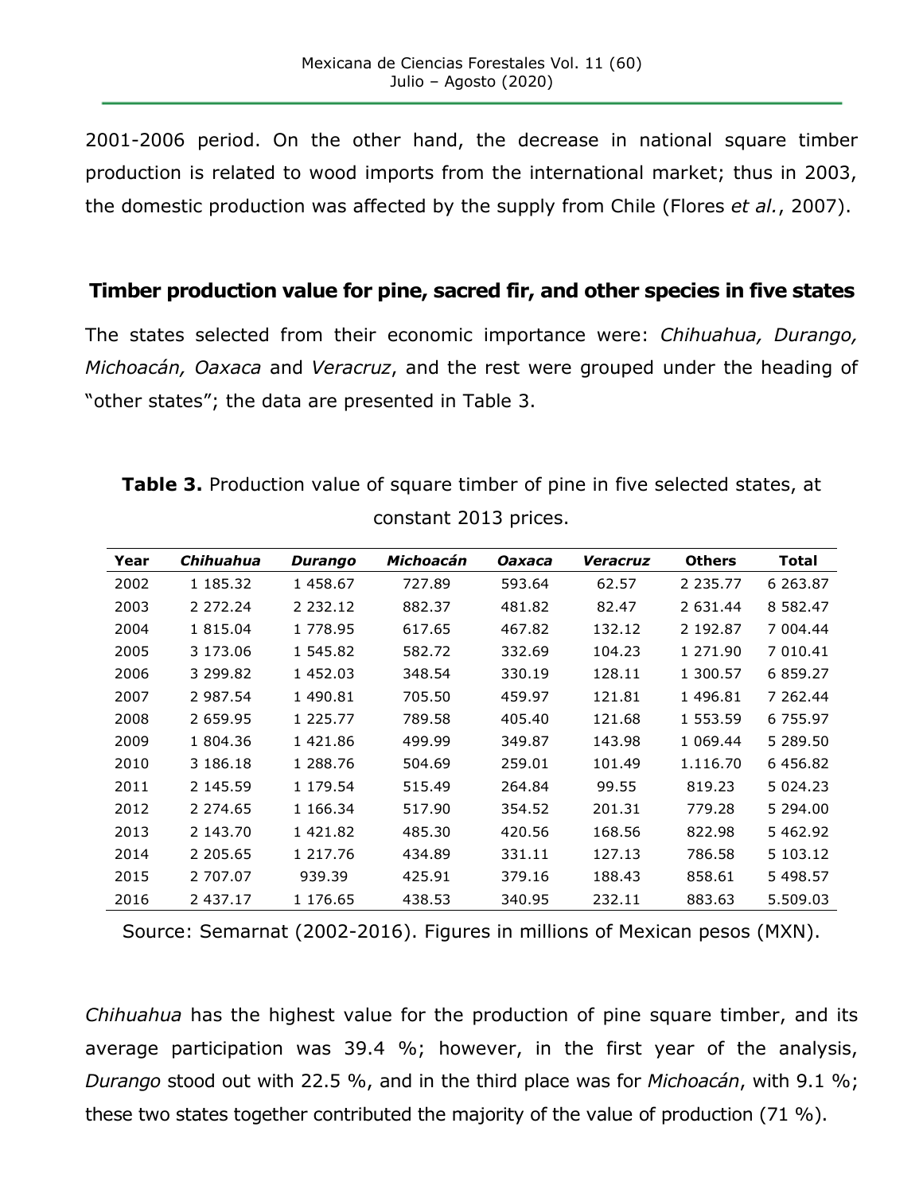2001-2006 period. On the other hand, the decrease in national square timber production is related to wood imports from the international market; thus in 2003, the domestic production was affected by the supply from Chile (Flores *et al.*, 2007).

## Timber production value for pine, sacred fir, and other species in five states

The states selected from their economic importance were: *Chihuahua, Durango, Michoacán, Oaxaca* and *Veracruz*, and the rest were grouped under the heading of "other states"; the data are presented in Table 3.

**Table 3.** Production value of square timber of pine in five selected states, at constant 2013 prices.

| Year | *Chihuahua* | *Durango* | *Michoacán* | *Oaxaca* | *Veracruz* | Others | Total |
|---|---|---|---|---|---|---|---|
| 2002 | 1 185.32 | 1 458.67 | 727.89 | 593.64 | 62.57 | 2 235.77 | 6 263.87 |
| 2003 | 2 272.24 | 2 232.12 | 882.37 | 481.82 | 82.47 | 2 631.44 | 8 582.47 |
| 2004 | 1 815.04 | 1 778.95 | 617.65 | 467.82 | 132.12 | 2 192.87 | 7 004.44 |
| 2005 | 3 173.06 | 1 545.82 | 582.72 | 332.69 | 104.23 | 1 271.90 | 7 010.41 |
| 2006 | 3 299.82 | 1 452.03 | 348.54 | 330.19 | 128.11 | 1 300.57 | 6 859.27 |
| 2007 | 2 987.54 | 1 490.81 | 705.50 | 459.97 | 121.81 | 1 496.81 | 7 262.44 |
| 2008 | 2 659.95 | 1 225.77 | 789.58 | 405.40 | 121.68 | 1 553.59 | 6 755.97 |
| 2009 | 1 804.36 | 1 421.86 | 499.99 | 349.87 | 143.98 | 1 069.44 | 5 289.50 |
| 2010 | 3 186.18 | 1 288.76 | 504.69 | 259.01 | 101.49 | 1.116.70 | 6 456.82 |
| 2011 | 2 145.59 | 1 179.54 | 515.49 | 264.84 | 99.55 | 819.23 | 5 024.23 |
| 2012 | 2 274.65 | 1 166.34 | 517.90 | 354.52 | 201.31 | 779.28 | 5 294.00 |
| 2013 | 2 143.70 | 1 421.82 | 485.30 | 420.56 | 168.56 | 822.98 | 5 462.92 |
| 2014 | 2 205.65 | 1 217.76 | 434.89 | 331.11 | 127.13 | 786.58 | 5 103.12 |
| 2015 | 2 707.07 | 939.39 | 425.91 | 379.16 | 188.43 | 858.61 | 5 498.57 |
| 2016 | 2 437.17 | 1 176.65 | 438.53 | 340.95 | 232.11 | 883.63 | 5.509.03 |

Source: Semarnat (2002-2016). Figures in millions of Mexican pesos (MXN).

*Chihuahua* has the highest value for the production of pine square timber, and its average participation was 39.4 %; however, in the first year of the analysis, *Durango* stood out with 22.5 %, and in the third place was for *Michoacán*, with 9.1 %; these two states together contributed the majority of the value of production (71 %).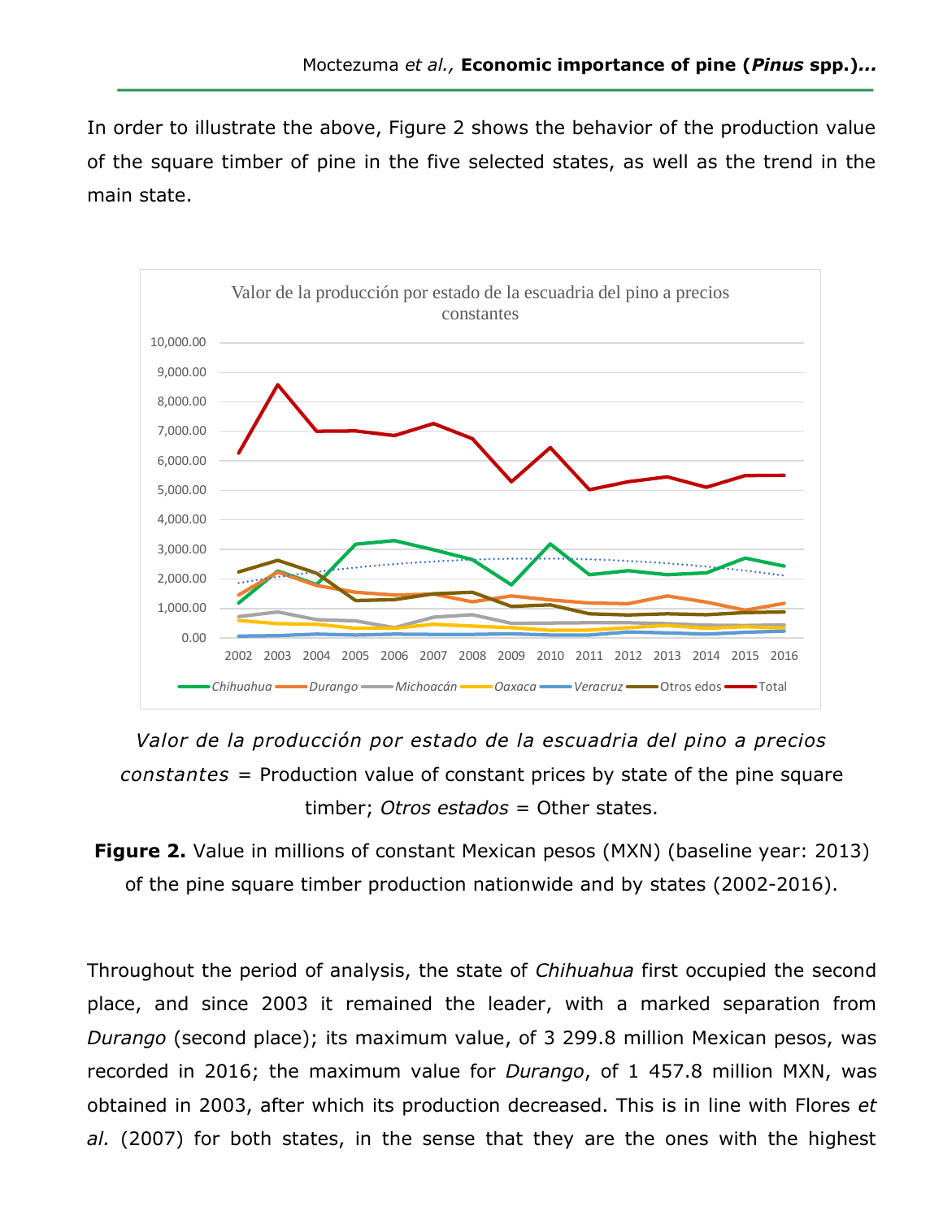In order to illustrate the above, Figure 2 shows the behavior of the production value of the square timber of pine in the five selected states, as well as the trend in the main state.

*Valor de la producción por estado de la escuadria del pino a precios constantes* = Production value of constant prices by state of the pine square timber; *Otros estados* = Other states.

**Figure 2.** Value in millions of constant Mexican pesos (MXN) (baseline year: 2013) of the pine square timber production nationwide and by states (2002-2016).

Throughout the period of analysis, the state of *Chihuahua* first occupied the second place, and since 2003 it remained the leader, with a marked separation from *Durango* (second place); its maximum value, of 3 299.8 million Mexican pesos, was recorded in 2016; the maximum value for *Durango*, of 1 457.8 million MXN, was obtained in 2003, after which its production decreased. This is in line with Flores *et al.* (2007) for both states, in the sense that they are the ones with the highest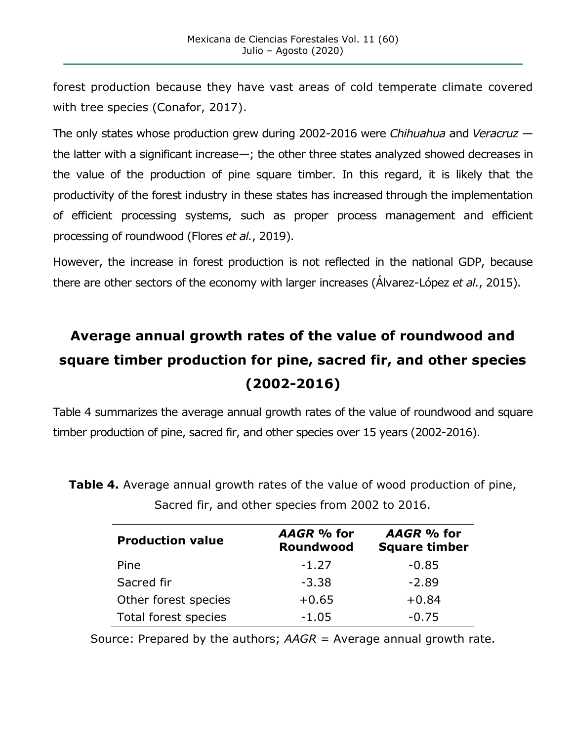forest production because they have vast areas of cold temperate climate covered with tree species (Conafor, 2017).

The only states whose production grew during 2002-2016 were *Chihuahua* and *Veracruz* —the latter with a significant increase—; the other three states analyzed showed decreases in the value of the production of pine square timber. In this regard, it is likely that the productivity of the forest industry in these states has increased through the implementation of efficient processing systems, such as proper process management and efficient processing of roundwood (Flores *et al.*, 2019).

However, the increase in forest production is not reflected in the national GDP, because there are other sectors of the economy with larger increases (Álvarez-López *et al.*, 2015).

## Average annual growth rates of the value of roundwood and square timber production for pine, sacred fir, and other species (2002-2016)

Table 4 summarizes the average annual growth rates of the value of roundwood and square timber production of pine, sacred fir, and other species over 15 years (2002-2016).

**Table 4.** Average annual growth rates of the value of wood production of pine, Sacred fir, and other species from 2002 to 2016.

| Production value | *AAGR* % for Roundwood | *AAGR* % for Square timber |
|---|---|---|
| Pine | -1.27 | -0.85 |
| Sacred fir | -3.38 | -2.89 |
| Other forest species | +0.65 | +0.84 |
| Total forest species | -1.05 | -0.75 |

Source: Prepared by the authors; *AAGR* = Average annual growth rate.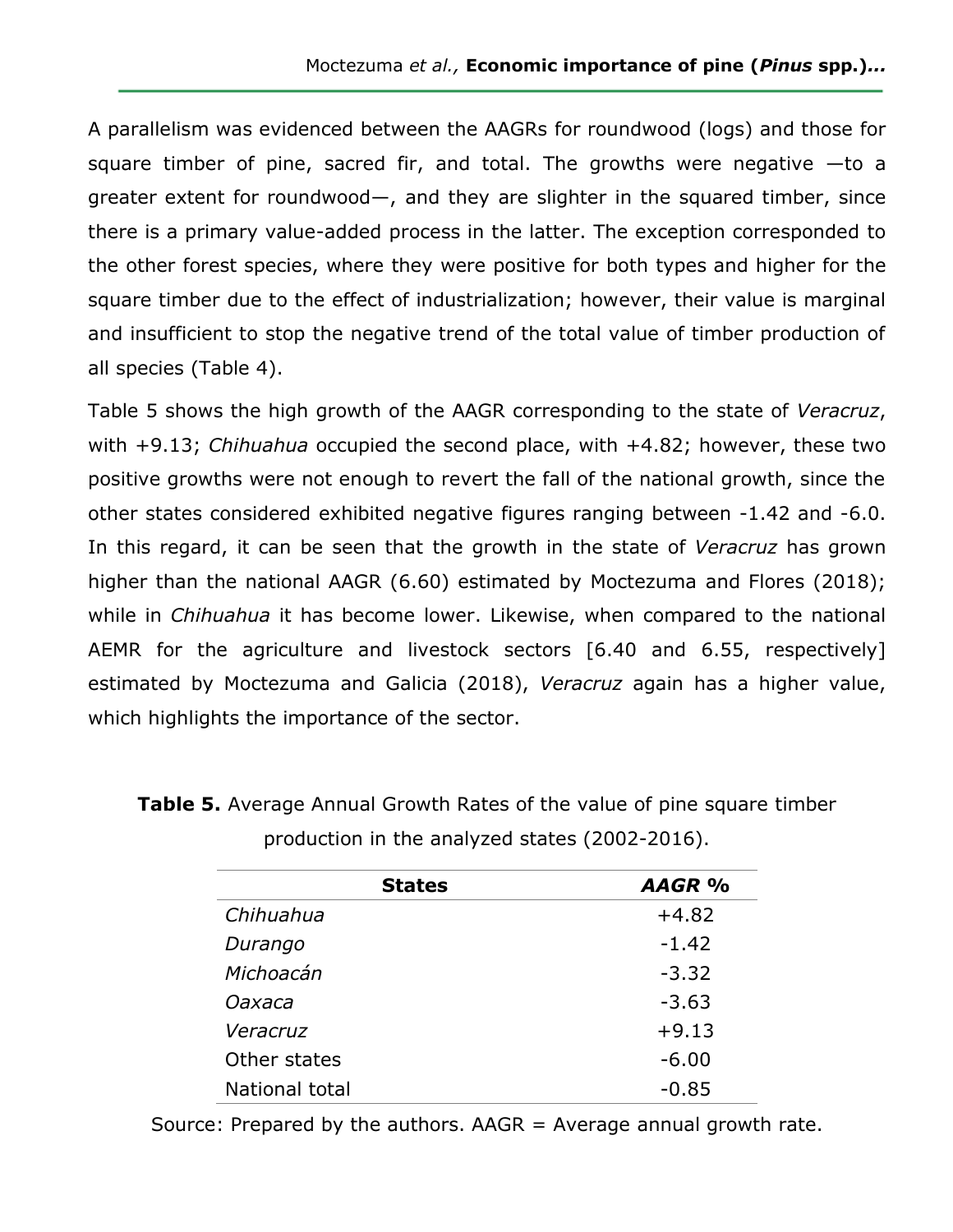A parallelism was evidenced between the AAGRs for roundwood (logs) and those for square timber of pine, sacred fir, and total. The growths were negative —to a greater extent for roundwood—, and they are slighter in the squared timber, since there is a primary value-added process in the latter. The exception corresponded to the other forest species, where they were positive for both types and higher for the square timber due to the effect of industrialization; however, their value is marginal and insufficient to stop the negative trend of the total value of timber production of all species (Table 4).

Table 5 shows the high growth of the AAGR corresponding to the state of *Veracruz*, with +9.13; *Chihuahua* occupied the second place, with +4.82; however, these two positive growths were not enough to revert the fall of the national growth, since the other states considered exhibited negative figures ranging between -1.42 and -6.0. In this regard, it can be seen that the growth in the state of *Veracruz* has grown higher than the national AAGR (6.60) estimated by Moctezuma and Flores (2018); while in *Chihuahua* it has become lower. Likewise, when compared to the national AEMR for the agriculture and livestock sectors [6.40 and 6.55, respectively] estimated by Moctezuma and Galicia (2018), *Veracruz* again has a higher value, which highlights the importance of the sector.

**Table 5.** Average Annual Growth Rates of the value of pine square timber production in the analyzed states (2002-2016).

| States | *AAGR* % |
|---|---|
| *Chihuahua* | +4.82 |
| *Durango* | -1.42 |
| *Michoacán* | -3.32 |
| *Oaxaca* | -3.63 |
| *Veracruz* | +9.13 |
| Other states | -6.00 |
| National total | -0.85 |

Source: Prepared by the authors. AAGR = Average annual growth rate.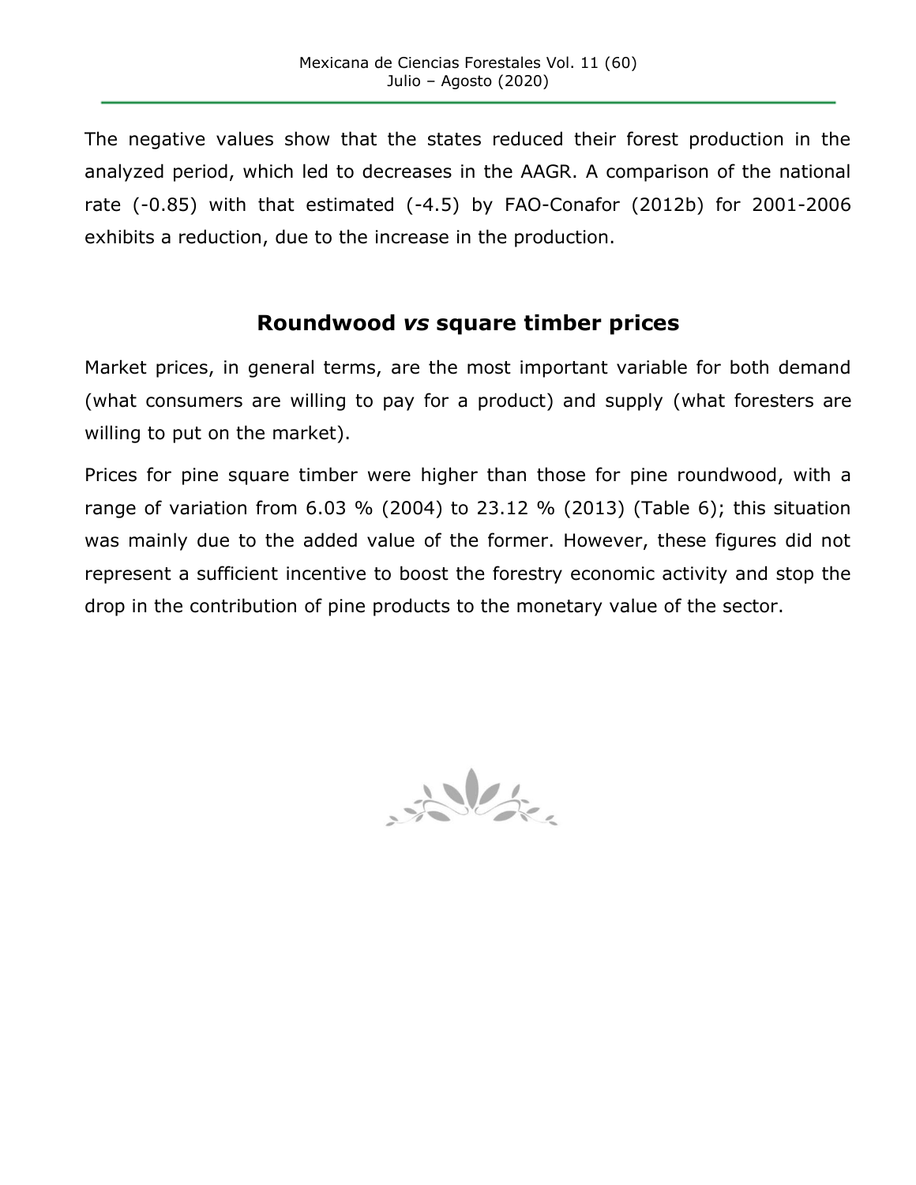The negative values show that the states reduced their forest production in the analyzed period, which led to decreases in the AAGR. A comparison of the national rate (-0.85) with that estimated (-4.5) by FAO-Conafor (2012b) for 2001-2006 exhibits a reduction, due to the increase in the production.

## Roundwood *vs* square timber prices

Market prices, in general terms, are the most important variable for both demand (what consumers are willing to pay for a product) and supply (what foresters are willing to put on the market).

Prices for pine square timber were higher than those for pine roundwood, with a range of variation from 6.03 % (2004) to 23.12 % (2013) (Table 6); this situation was mainly due to the added value of the former. However, these figures did not represent a sufficient incentive to boost the forestry economic activity and stop the drop in the contribution of pine products to the monetary value of the sector.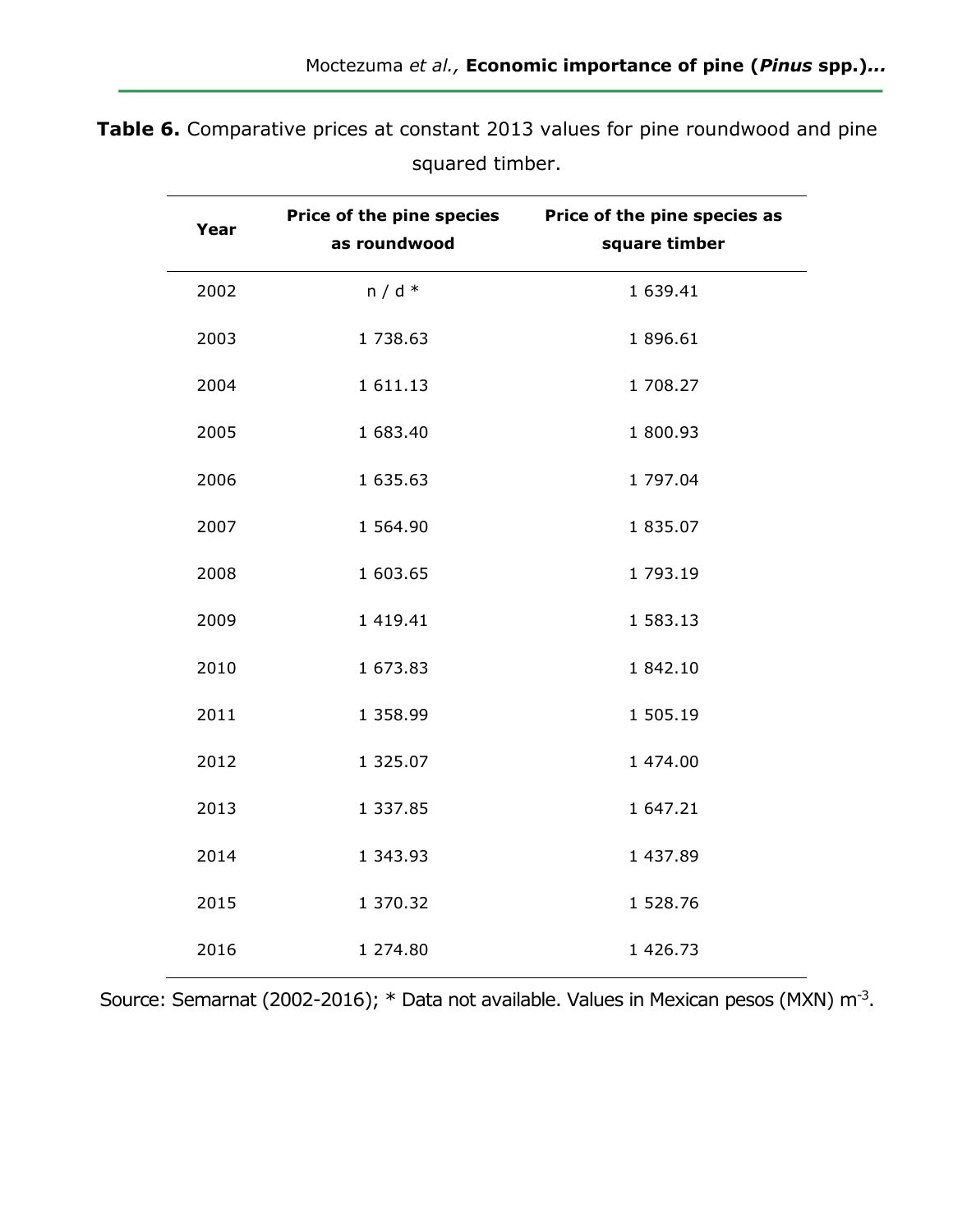**Table 6.** Comparative prices at constant 2013 values for pine roundwood and pine squared timber.

| Year | Price of the pine species as roundwood | Price of the pine species as square timber |
|---|---|---|
| 2002 | n / d * | 1 639.41 |
| 2003 | 1 738.63 | 1 896.61 |
| 2004 | 1 611.13 | 1 708.27 |
| 2005 | 1 683.40 | 1 800.93 |
| 2006 | 1 635.63 | 1 797.04 |
| 2007 | 1 564.90 | 1 835.07 |
| 2008 | 1 603.65 | 1 793.19 |
| 2009 | 1 419.41 | 1 583.13 |
| 2010 | 1 673.83 | 1 842.10 |
| 2011 | 1 358.99 | 1 505.19 |
| 2012 | 1 325.07 | 1 474.00 |
| 2013 | 1 337.85 | 1 647.21 |
| 2014 | 1 343.93 | 1 437.89 |
| 2015 | 1 370.32 | 1 528.76 |
| 2016 | 1 274.80 | 1 426.73 |

Source: Semarnat (2002-2016); * Data not available. Values in Mexican pesos (MXN) $m^{-3}$.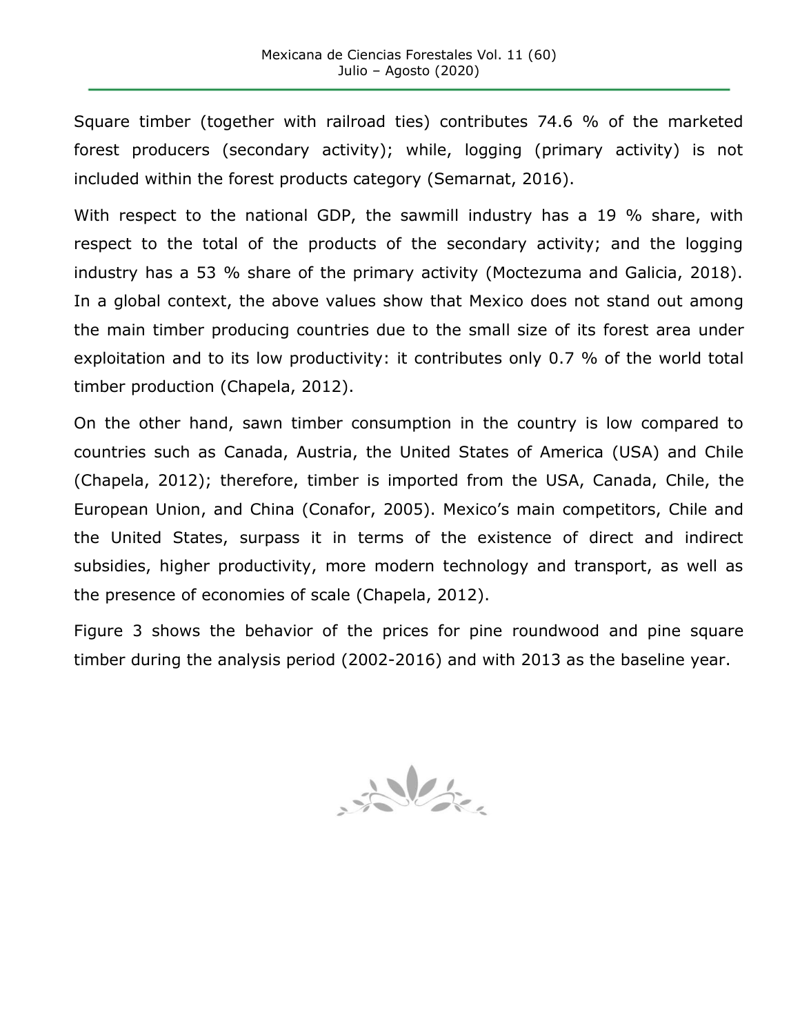Square timber (together with railroad ties) contributes 74.6 % of the marketed forest producers (secondary activity); while, logging (primary activity) is not included within the forest products category (Semarnat, 2016).

With respect to the national GDP, the sawmill industry has a 19 % share, with respect to the total of the products of the secondary activity; and the logging industry has a 53 % share of the primary activity (Moctezuma and Galicia, 2018). In a global context, the above values show that Mexico does not stand out among the main timber producing countries due to the small size of its forest area under exploitation and to its low productivity: it contributes only 0.7 % of the world total timber production (Chapela, 2012).

On the other hand, sawn timber consumption in the country is low compared to countries such as Canada, Austria, the United States of America (USA) and Chile (Chapela, 2012); therefore, timber is imported from the USA, Canada, Chile, the European Union, and China (Conafor, 2005). Mexico's main competitors, Chile and the United States, surpass it in terms of the existence of direct and indirect subsidies, higher productivity, more modern technology and transport, as well as the presence of economies of scale (Chapela, 2012).

Figure 3 shows the behavior of the prices for pine roundwood and pine square timber during the analysis period (2002-2016) and with 2013 as the baseline year.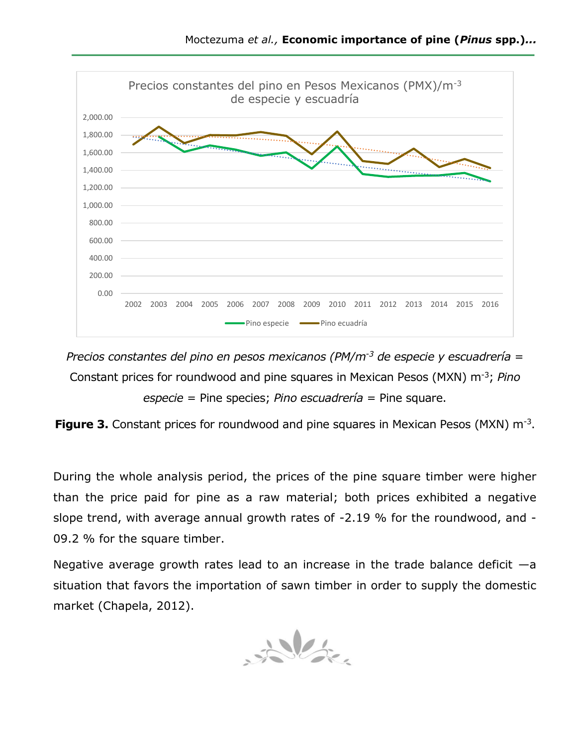*Precios constantes del pino en pesos mexicanos (PM/m$^{-3}$ de especie y escuadrería* = Constant prices for roundwood and pine squares in Mexican Pesos (MXN) m$^{-3}$; *Pino especie* = Pine species; *Pino escuadrería* = Pine square.

**Figure 3.** Constant prices for roundwood and pine squares in Mexican Pesos (MXN) m$^{-3}$.

During the whole analysis period, the prices of the pine square timber were higher than the price paid for pine as a raw material; both prices exhibited a negative slope trend, with average annual growth rates of -2.19 % for the roundwood, and -09.2 % for the square timber.

Negative average growth rates lead to an increase in the trade balance deficit —a situation that favors the importation of sawn timber in order to supply the domestic market (Chapela, 2012).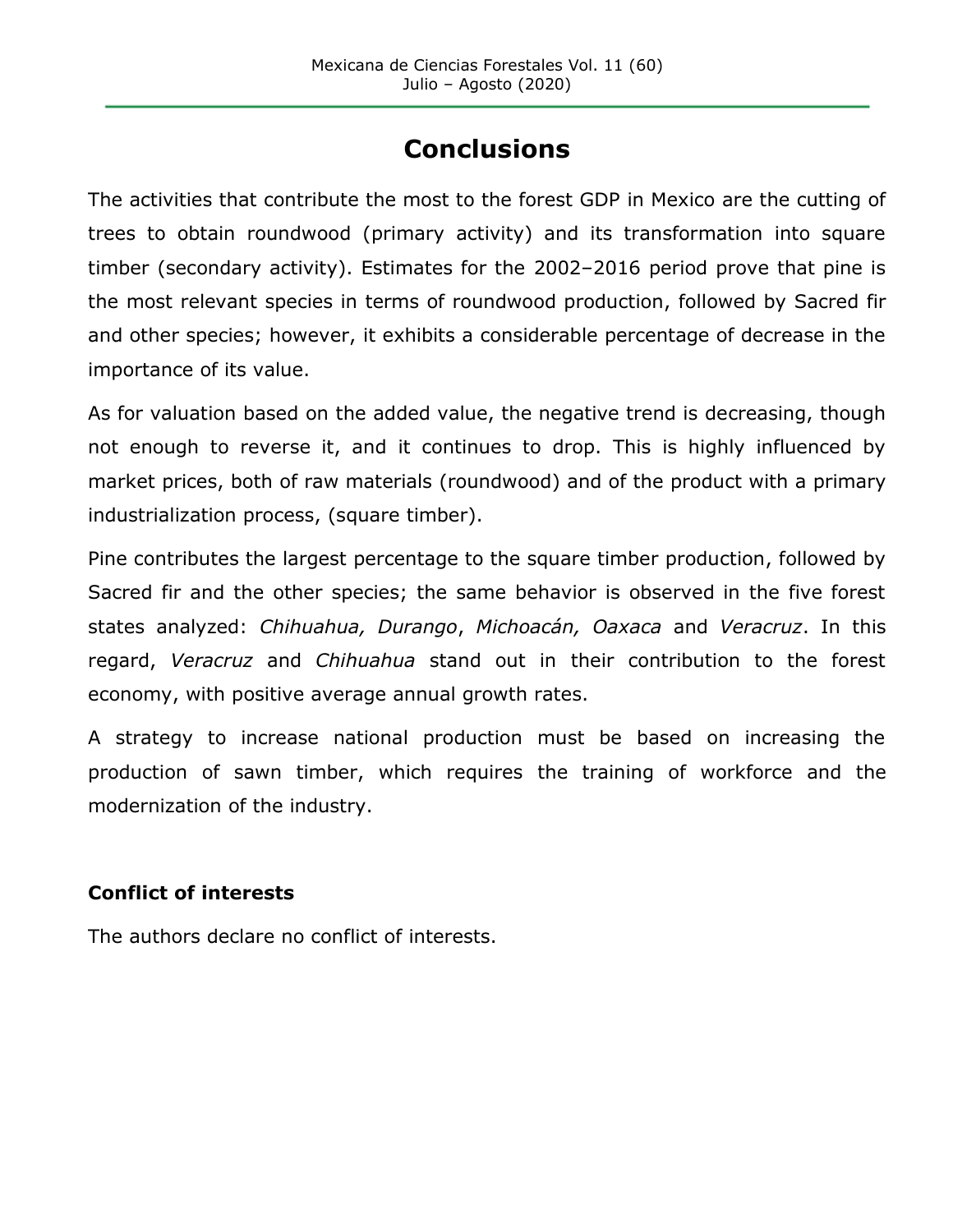## Conclusions

The activities that contribute the most to the forest GDP in Mexico are the cutting of trees to obtain roundwood (primary activity) and its transformation into square timber (secondary activity). Estimates for the 2002–2016 period prove that pine is the most relevant species in terms of roundwood production, followed by Sacred fir and other species; however, it exhibits a considerable percentage of decrease in the importance of its value.

As for valuation based on the added value, the negative trend is decreasing, though not enough to reverse it, and it continues to drop. This is highly influenced by market prices, both of raw materials (roundwood) and of the product with a primary industrialization process, (square timber).

Pine contributes the largest percentage to the square timber production, followed by Sacred fir and the other species; the same behavior is observed in the five forest states analyzed: *Chihuahua, Durango*, *Michoacán, Oaxaca* and *Veracruz*. In this regard, *Veracruz* and *Chihuahua* stand out in their contribution to the forest economy, with positive average annual growth rates.

A strategy to increase national production must be based on increasing the production of sawn timber, which requires the training of workforce and the modernization of the industry.

### Conflict of interests

The authors declare no conflict of interests.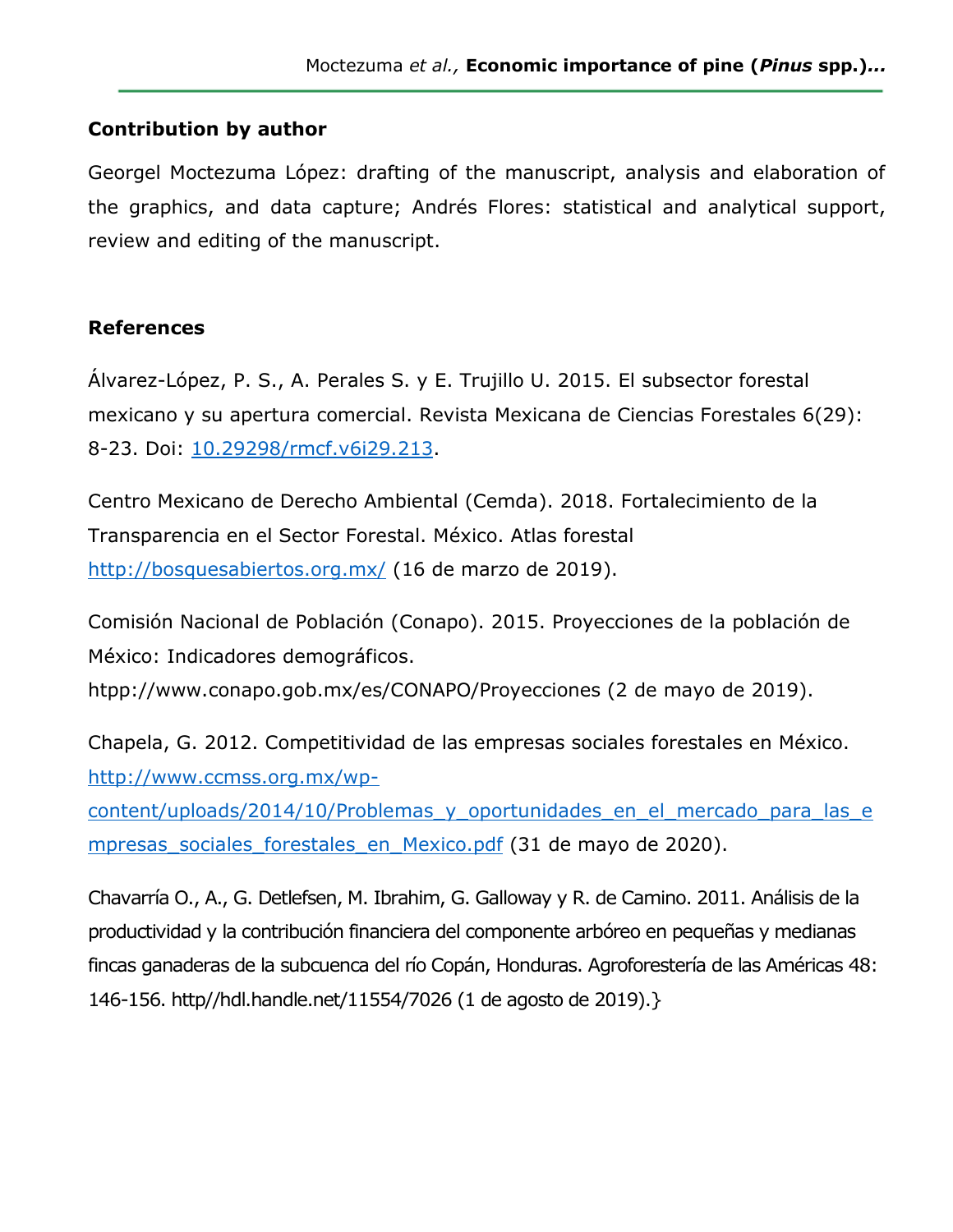## Contribution by author

Georgel Moctezuma López: drafting of the manuscript, analysis and elaboration of the graphics, and data capture; Andrés Flores: statistical and analytical support, review and editing of the manuscript.

## References

Álvarez-López, P. S., A. Perales S. y E. Trujillo U. 2015. El subsector forestal mexicano y su apertura comercial. Revista Mexicana de Ciencias Forestales 6(29): 8-23. Doi: 10.29298/rmcf.v6i29.213.

Centro Mexicano de Derecho Ambiental (Cemda). 2018. Fortalecimiento de la Transparencia en el Sector Forestal. México. Atlas forestal http://bosquesabiertos.org.mx/ (16 de marzo de 2019).

Comisión Nacional de Población (Conapo). 2015. Proyecciones de la población de México: Indicadores demográficos. htpp://www.conapo.gob.mx/es/CONAPO/Proyecciones (2 de mayo de 2019).

Chapela, G. 2012. Competitividad de las empresas sociales forestales en México. http://www.ccmss.org.mx/wp-content/uploads/2014/10/Problemas_y_oportunidades_en_el_mercado_para_las_empresas_sociales_forestales_en_Mexico.pdf (31 de mayo de 2020).

Chavarría O., A., G. Detlefsen, M. Ibrahim, G. Galloway y R. de Camino. 2011. Análisis de la productividad y la contribución financiera del componente arbóreo en pequeñas y medianas fincas ganaderas de la subcuenca del río Copán, Honduras. Agroforestería de las Américas 48: 146-156. http//hdl.handle.net/11554/7026 (1 de agosto de 2019).}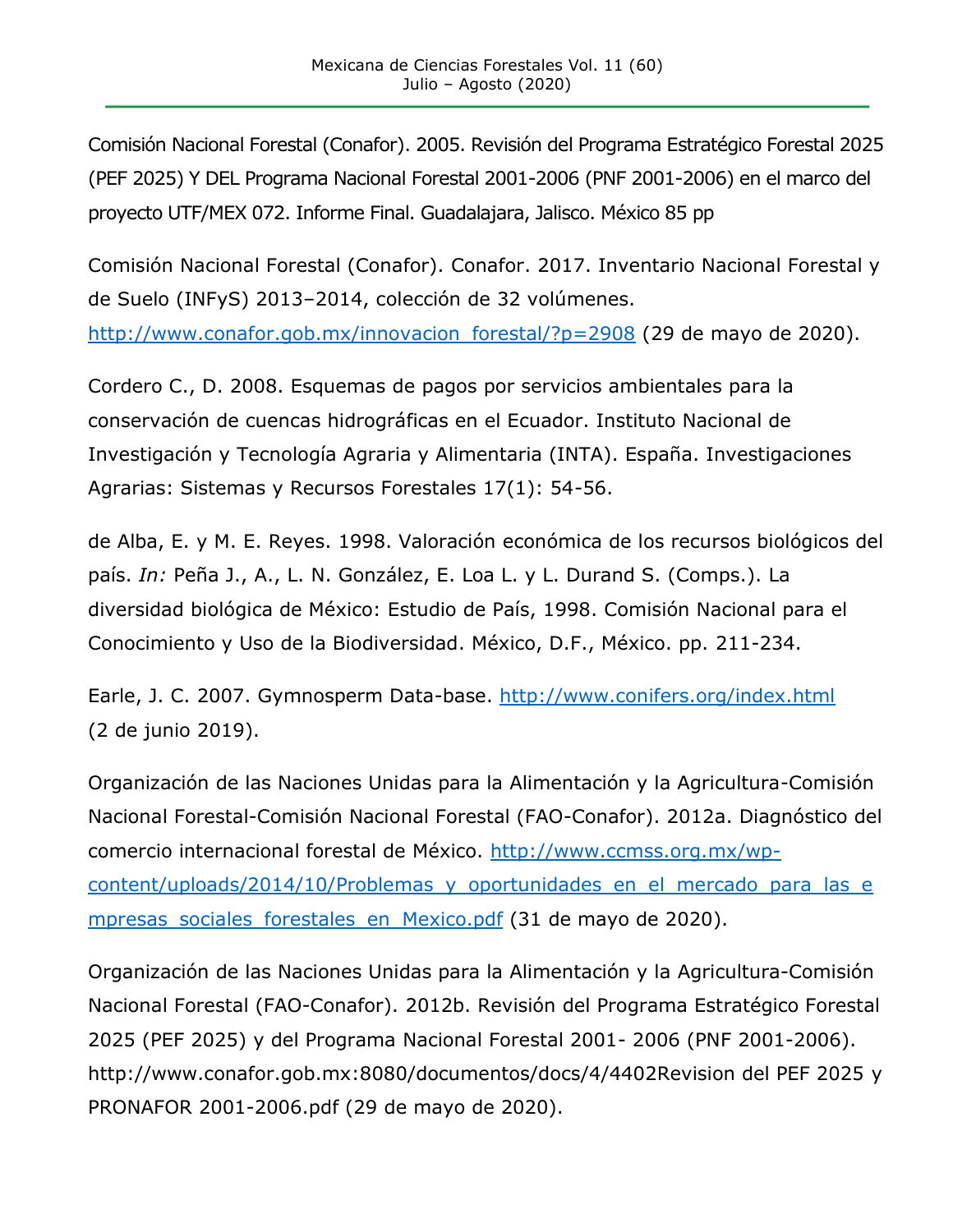Comisión Nacional Forestal (Conafor). 2005. Revisión del Programa Estratégico Forestal 2025 (PEF 2025) Y DEL Programa Nacional Forestal 2001-2006 (PNF 2001-2006) en el marco del proyecto UTF/MEX 072. Informe Final. Guadalajara, Jalisco. México 85 pp

Comisión Nacional Forestal (Conafor). Conafor. 2017. Inventario Nacional Forestal y de Suelo (INFyS) 2013–2014, colección de 32 volúmenes. http://www.conafor.gob.mx/innovacion_forestal/?p=2908 (29 de mayo de 2020).

Cordero C., D. 2008. Esquemas de pagos por servicios ambientales para la conservación de cuencas hidrográficas en el Ecuador. Instituto Nacional de Investigación y Tecnología Agraria y Alimentaria (INTA). España. Investigaciones Agrarias: Sistemas y Recursos Forestales 17(1): 54-56.

de Alba, E. y M. E. Reyes. 1998. Valoración económica de los recursos biológicos del país. *In:* Peña J., A., L. N. González, E. Loa L. y L. Durand S. (Comps.). La diversidad biológica de México: Estudio de País, 1998. Comisión Nacional para el Conocimiento y Uso de la Biodiversidad. México, D.F., México. pp. 211-234.

Earle, J. C. 2007. Gymnosperm Data-base. http://www.conifers.org/index.html (2 de junio 2019).

Organización de las Naciones Unidas para la Alimentación y la Agricultura-Comisión Nacional Forestal-Comisión Nacional Forestal (FAO-Conafor). 2012a. Diagnóstico del comercio internacional forestal de México. http://www.ccmss.org.mx/wp-content/uploads/2014/10/Problemas_y_oportunidades_en_el_mercado_para_las_empresas_sociales_forestales_en_Mexico.pdf (31 de mayo de 2020).

Organización de las Naciones Unidas para la Alimentación y la Agricultura-Comisión Nacional Forestal (FAO-Conafor). 2012b. Revisión del Programa Estratégico Forestal 2025 (PEF 2025) y del Programa Nacional Forestal 2001- 2006 (PNF 2001-2006). http://www.conafor.gob.mx:8080/documentos/docs/4/4402Revision del PEF 2025 y PRONAFOR 2001-2006.pdf (29 de mayo de 2020).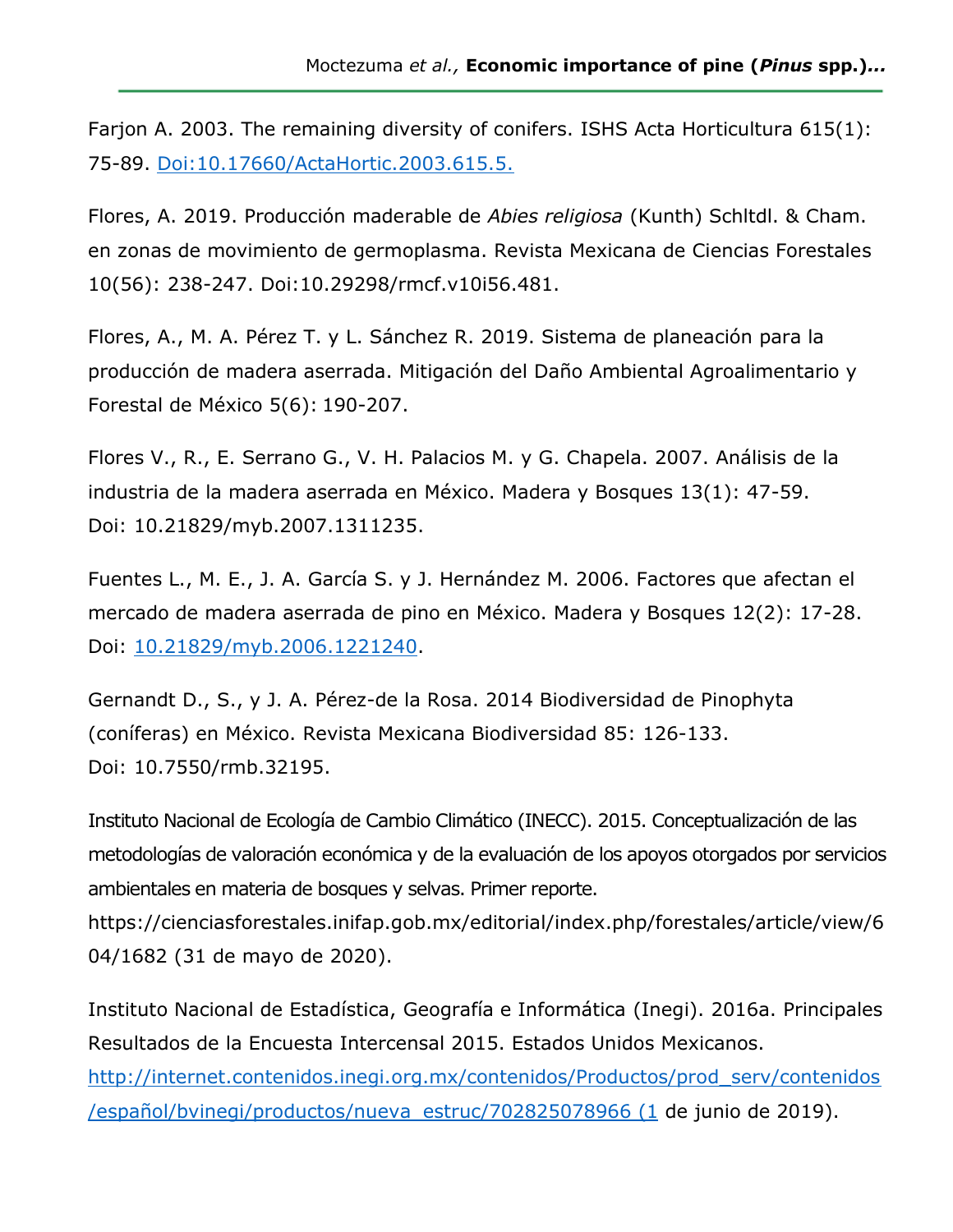Farjon A. 2003. The remaining diversity of conifers. ISHS Acta Horticultura 615(1): 75-89. Doi:10.17660/ActaHortic.2003.615.5.

Flores, A. 2019. Producción maderable de *Abies religiosa* (Kunth) Schltdl. & Cham. en zonas de movimiento de germoplasma. Revista Mexicana de Ciencias Forestales 10(56): 238-247. Doi:10.29298/rmcf.v10i56.481.

Flores, A., M. A. Pérez T. y L. Sánchez R. 2019. Sistema de planeación para la producción de madera aserrada. Mitigación del Daño Ambiental Agroalimentario y Forestal de México 5(6): 190-207.

Flores V., R., E. Serrano G., V. H. Palacios M. y G. Chapela. 2007. Análisis de la industria de la madera aserrada en México. Madera y Bosques 13(1): 47-59. Doi: 10.21829/myb.2007.1311235.

Fuentes L., M. E., J. A. García S. y J. Hernández M. 2006. Factores que afectan el mercado de madera aserrada de pino en México. Madera y Bosques 12(2): 17-28. Doi: 10.21829/myb.2006.1221240.

Gernandt D., S., y J. A. Pérez-de la Rosa. 2014 Biodiversidad de Pinophyta (coníferas) en México. Revista Mexicana Biodiversidad 85: 126-133. Doi: 10.7550/rmb.32195.

Instituto Nacional de Ecología de Cambio Climático (INECC). 2015. Conceptualización de las metodologías de valoración económica y de la evaluación de los apoyos otorgados por servicios ambientales en materia de bosques y selvas. Primer reporte. https://cienciasforestales.inifap.gob.mx/editorial/index.php/forestales/article/view/604/1682 (31 de mayo de 2020).

Instituto Nacional de Estadística, Geografía e Informática (Inegi). 2016a. Principales Resultados de la Encuesta Intercensal 2015. Estados Unidos Mexicanos. http://internet.contenidos.inegi.org.mx/contenidos/Productos/prod_serv/contenidos/español/bvinegi/productos/nueva_estruc/702825078966 (1 de junio de 2019).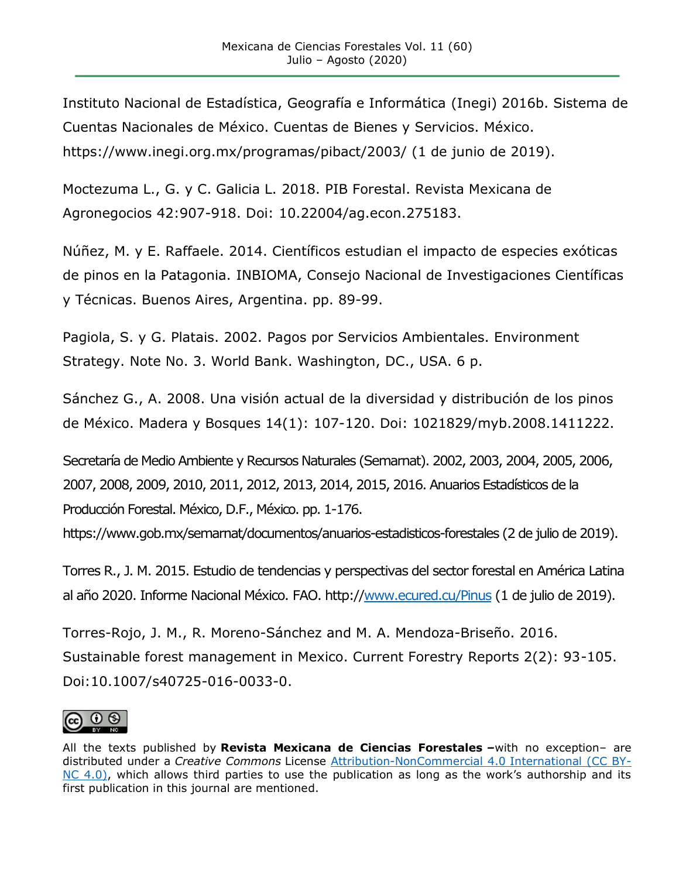Instituto Nacional de Estadística, Geografía e Informática (Inegi) 2016b. Sistema de Cuentas Nacionales de México. Cuentas de Bienes y Servicios. México. https://www.inegi.org.mx/programas/pibact/2003/ (1 de junio de 2019).

Moctezuma L., G. y C. Galicia L. 2018. PIB Forestal. Revista Mexicana de Agronegocios 42:907-918. Doi: 10.22004/ag.econ.275183.

Núñez, M. y E. Raffaele. 2014. Científicos estudian el impacto de especies exóticas de pinos en la Patagonia. INBIOMA, Consejo Nacional de Investigaciones Científicas y Técnicas. Buenos Aires, Argentina. pp. 89-99.

Pagiola, S. y G. Platais. 2002. Pagos por Servicios Ambientales. Environment Strategy. Note No. 3. World Bank. Washington, DC., USA. 6 p.

Sánchez G., A. 2008. Una visión actual de la diversidad y distribución de los pinos de México. Madera y Bosques 14(1): 107-120. Doi: 1021829/myb.2008.1411222.

Secretaría de Medio Ambiente y Recursos Naturales (Semarnat). 2002, 2003, 2004, 2005, 2006, 2007, 2008, 2009, 2010, 2011, 2012, 2013, 2014, 2015, 2016. Anuarios Estadísticos de la Producción Forestal. México, D.F., México. pp. 1-176. https://www.gob.mx/semarnat/documentos/anuarios-estadisticos-forestales (2 de julio de 2019).

Torres R., J. M. 2015. Estudio de tendencias y perspectivas del sector forestal en América Latina al año 2020. Informe Nacional México. FAO. http://www.ecured.cu/Pinus (1 de julio de 2019).

Torres-Rojo, J. M., R. Moreno-Sánchez and M. A. Mendoza-Briseño. 2016. Sustainable forest management in Mexico. Current Forestry Reports 2(2): 93-105. Doi:10.1007/s40725-016-0033-0.

All the texts published by **Revista Mexicana de Ciencias Forestales** –with no exception– are distributed under a *Creative Commons* License [Attribution-NonCommercial 4.0 International (CC BY-NC 4.0)](https://creativecommons.org/licenses/by-nc/4.0/), which allows third parties to use the publication as long as the work's authorship and its first publication in this journal are mentioned.